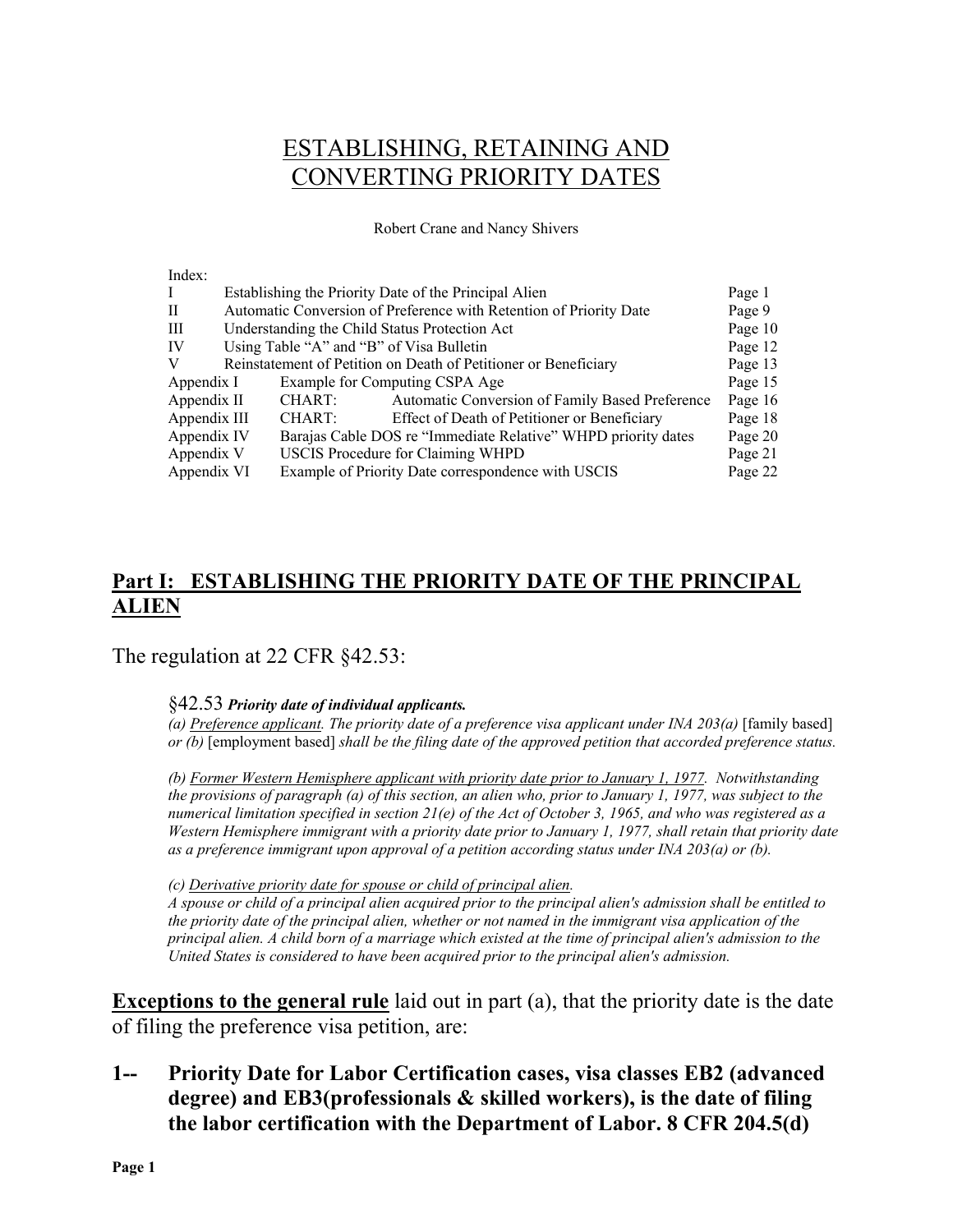# ESTABLISHING, RETAINING AND CONVERTING PRIORITY DATES

Robert Crane and Nancy Shivers

Index:

| | | | |
|---|---|---|---|
| I | Establishing the Priority Date of the Principal Alien | | Page 1 |
| II | Automatic Conversion of Preference with Retention of Priority Date | | Page 9 |
| III | Understanding the Child Status Protection Act | | Page 10 |
| IV | Using Table "A" and "B" of Visa Bulletin | | Page 12 |
| V | Reinstatement of Petition on Death of Petitioner or Beneficiary | | Page 13 |
| Appendix I | Example for Computing CSPA Age | | Page 15 |
| Appendix II | CHART: | Automatic Conversion of Family Based Preference | Page 16 |
| Appendix III | CHART: | Effect of Death of Petitioner or Beneficiary | Page 18 |
| Appendix IV | Barajas Cable DOS re "Immediate Relative" WHPD priority dates | | Page 20 |
| Appendix V | USCIS Procedure for Claiming WHPD | | Page 21 |
| Appendix VI | Example of Priority Date correspondence with USCIS | | Page 22 |

## Part I: ESTABLISHING THE PRIORITY DATE OF THE PRINCIPAL ALIEN

The regulation at 22 CFR §42.53:

> §42.53 ***Priority date of individual applicants.***
> *(a) Preference applicant. The priority date of a preference visa applicant under INA 203(a)* [family based] *or (b)* [employment based] *shall be the filing date of the approved petition that accorded preference status.*
>
> *(b) Former Western Hemisphere applicant with priority date prior to January 1, 1977. Notwithstanding the provisions of paragraph (a) of this section, an alien who, prior to January 1, 1977, was subject to the numerical limitation specified in section 21(e) of the Act of October 3, 1965, and who was registered as a Western Hemisphere immigrant with a priority date prior to January 1, 1977, shall retain that priority date as a preference immigrant upon approval of a petition according status under INA 203(a) or (b).*
>
> *(c) Derivative priority date for spouse or child of principal alien.*
> *A spouse or child of a principal alien acquired prior to the principal alien's admission shall be entitled to the priority date of the principal alien, whether or not named in the immigrant visa application of the principal alien. A child born of a marriage which existed at the time of principal alien's admission to the United States is considered to have been acquired prior to the principal alien's admission.*

**Exceptions to the general rule** laid out in part (a), that the priority date is the date of filing the preference visa petition, are:

**1-- Priority Date for Labor Certification cases, visa classes EB2 (advanced degree) and EB3(professionals & skilled workers), is the date of filing the labor certification with the Department of Labor. 8 CFR 204.5(d)**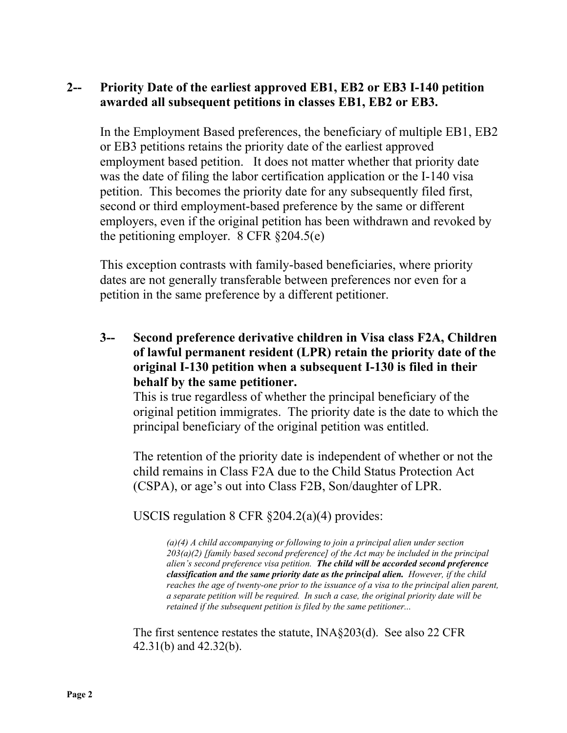### 2-- Priority Date of the earliest approved EB1, EB2 or EB3 I-140 petition awarded all subsequent petitions in classes EB1, EB2 or EB3.

In the Employment Based preferences, the beneficiary of multiple EB1, EB2 or EB3 petitions retains the priority date of the earliest approved employment based petition. It does not matter whether that priority date was the date of filing the labor certification application or the I-140 visa petition. This becomes the priority date for any subsequently filed first, second or third employment-based preference by the same or different employers, even if the original petition has been withdrawn and revoked by the petitioning employer. 8 CFR §204.5(e)

This exception contrasts with family-based beneficiaries, where priority dates are not generally transferable between preferences nor even for a petition in the same preference by a different petitioner.

### 3-- Second preference derivative children in Visa class F2A, Children of lawful permanent resident (LPR) retain the priority date of the original I-130 petition when a subsequent I-130 is filed in their behalf by the same petitioner.

This is true regardless of whether the principal beneficiary of the original petition immigrates. The priority date is the date to which the principal beneficiary of the original petition was entitled.

The retention of the priority date is independent of whether or not the child remains in Class F2A due to the Child Status Protection Act (CSPA), or age's out into Class F2B, Son/daughter of LPR.

USCIS regulation 8 CFR §204.2(a)(4) provides:

> *(a)(4) A child accompanying or following to join a principal alien under section 203(a)(2) [family based second preference] of the Act may be included in the principal alien's second preference visa petition.* ***The child will be accorded second preference classification and the same priority date as the principal alien.*** *However, if the child reaches the age of twenty-one prior to the issuance of a visa to the principal alien parent, a separate petition will be required. In such a case, the original priority date will be retained if the subsequent petition is filed by the same petitioner...*

The first sentence restates the statute, INA§203(d). See also 22 CFR 42.31(b) and 42.32(b).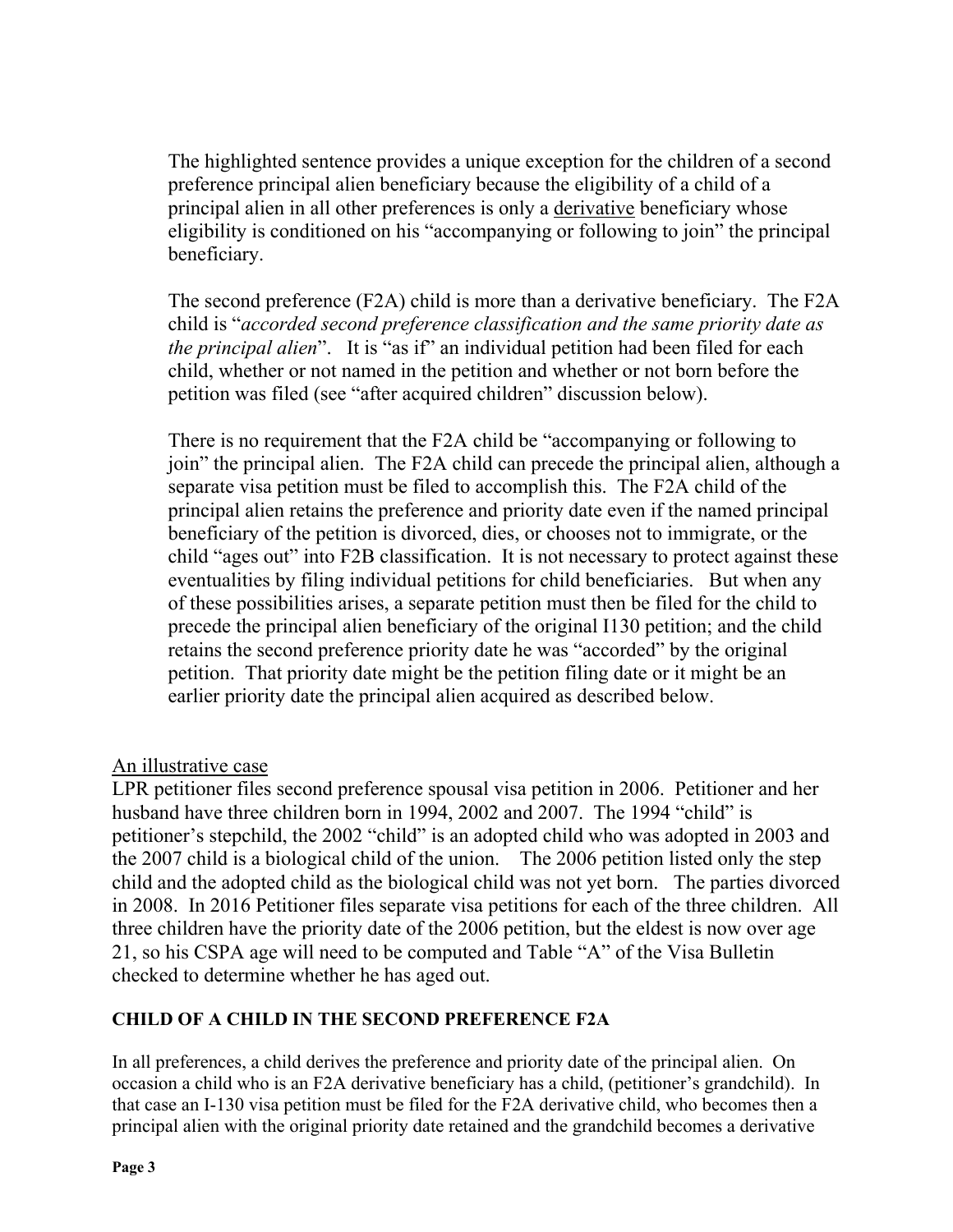The highlighted sentence provides a unique exception for the children of a second preference principal alien beneficiary because the eligibility of a child of a principal alien in all other preferences is only a <u>derivative</u> beneficiary whose eligibility is conditioned on his "accompanying or following to join" the principal beneficiary.

The second preference (F2A) child is more than a derivative beneficiary. The F2A child is "*accorded second preference classification and the same priority date as the principal alien*". It is "as if" an individual petition had been filed for each child, whether or not named in the petition and whether or not born before the petition was filed (see "after acquired children" discussion below).

There is no requirement that the F2A child be "accompanying or following to join" the principal alien. The F2A child can precede the principal alien, although a separate visa petition must be filed to accomplish this. The F2A child of the principal alien retains the preference and priority date even if the named principal beneficiary of the petition is divorced, dies, or chooses not to immigrate, or the child "ages out" into F2B classification. It is not necessary to protect against these eventualities by filing individual petitions for child beneficiaries. But when any of these possibilities arises, a separate petition must then be filed for the child to precede the principal alien beneficiary of the original I130 petition; and the child retains the second preference priority date he was "accorded" by the original petition. That priority date might be the petition filing date or it might be an earlier priority date the principal alien acquired as described below.

<u>An illustrative case</u>

LPR petitioner files second preference spousal visa petition in 2006. Petitioner and her husband have three children born in 1994, 2002 and 2007. The 1994 "child" is petitioner's stepchild, the 2002 "child" is an adopted child who was adopted in 2003 and the 2007 child is a biological child of the union. The 2006 petition listed only the step child and the adopted child as the biological child was not yet born. The parties divorced in 2008. In 2016 Petitioner files separate visa petitions for each of the three children. All three children have the priority date of the 2006 petition, but the eldest is now over age 21, so his CSPA age will need to be computed and Table "A" of the Visa Bulletin checked to determine whether he has aged out.

**CHILD OF A CHILD IN THE SECOND PREFERENCE F2A**

In all preferences, a child derives the preference and priority date of the principal alien. On occasion a child who is an F2A derivative beneficiary has a child, (petitioner's grandchild). In that case an I-130 visa petition must be filed for the F2A derivative child, who becomes then a principal alien with the original priority date retained and the grandchild becomes a derivative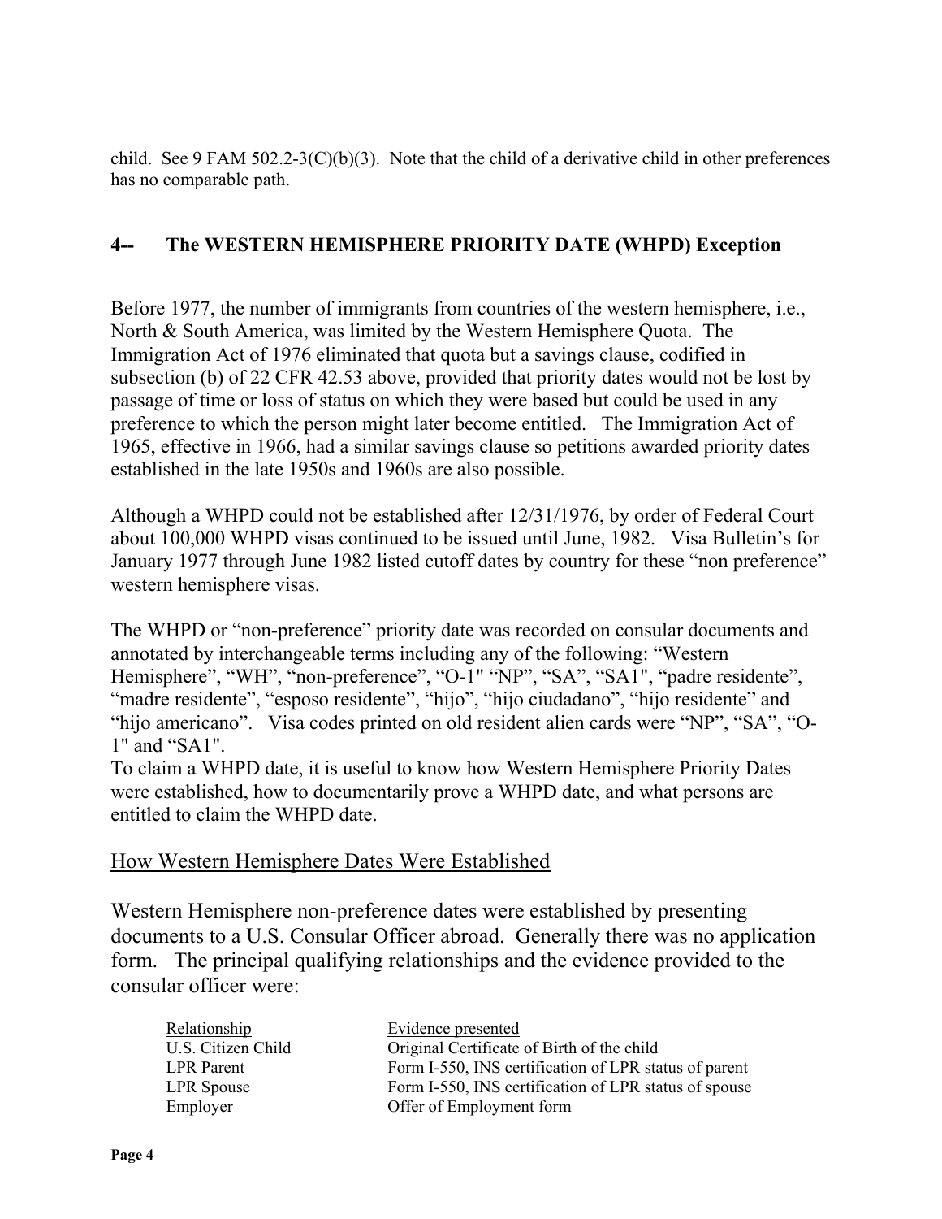child. See 9 FAM 502.2-3(C)(b)(3). Note that the child of a derivative child in other preferences has no comparable path.

## 4-- The WESTERN HEMISPHERE PRIORITY DATE (WHPD) Exception

Before 1977, the number of immigrants from countries of the western hemisphere, i.e., North & South America, was limited by the Western Hemisphere Quota. The Immigration Act of 1976 eliminated that quota but a savings clause, codified in subsection (b) of 22 CFR 42.53 above, provided that priority dates would not be lost by passage of time or loss of status on which they were based but could be used in any preference to which the person might later become entitled. The Immigration Act of 1965, effective in 1966, had a similar savings clause so petitions awarded priority dates established in the late 1950s and 1960s are also possible.

Although a WHPD could not be established after 12/31/1976, by order of Federal Court about 100,000 WHPD visas continued to be issued until June, 1982. Visa Bulletin's for January 1977 through June 1982 listed cutoff dates by country for these "non preference" western hemisphere visas.

The WHPD or "non-preference" priority date was recorded on consular documents and annotated by interchangeable terms including any of the following: "Western Hemisphere", "WH", "non-preference", "O-1" "NP", "SA", "SA1", "padre residente", "madre residente", "esposo residente", "hijo", "hijo ciudadano", "hijo residente" and "hijo americano". Visa codes printed on old resident alien cards were "NP", "SA", "O-1" and "SA1".

To claim a WHPD date, it is useful to know how Western Hemisphere Priority Dates were established, how to documentarily prove a WHPD date, and what persons are entitled to claim the WHPD date.

### How Western Hemisphere Dates Were Established

Western Hemisphere non-preference dates were established by presenting documents to a U.S. Consular Officer abroad. Generally there was no application form. The principal qualifying relationships and the evidence provided to the consular officer were:

| Relationship | Evidence presented |
|---|---|
| U.S. Citizen Child | Original Certificate of Birth of the child |
| LPR Parent | Form I-550, INS certification of LPR status of parent |
| LPR Spouse | Form I-550, INS certification of LPR status of spouse |
| Employer | Offer of Employment form |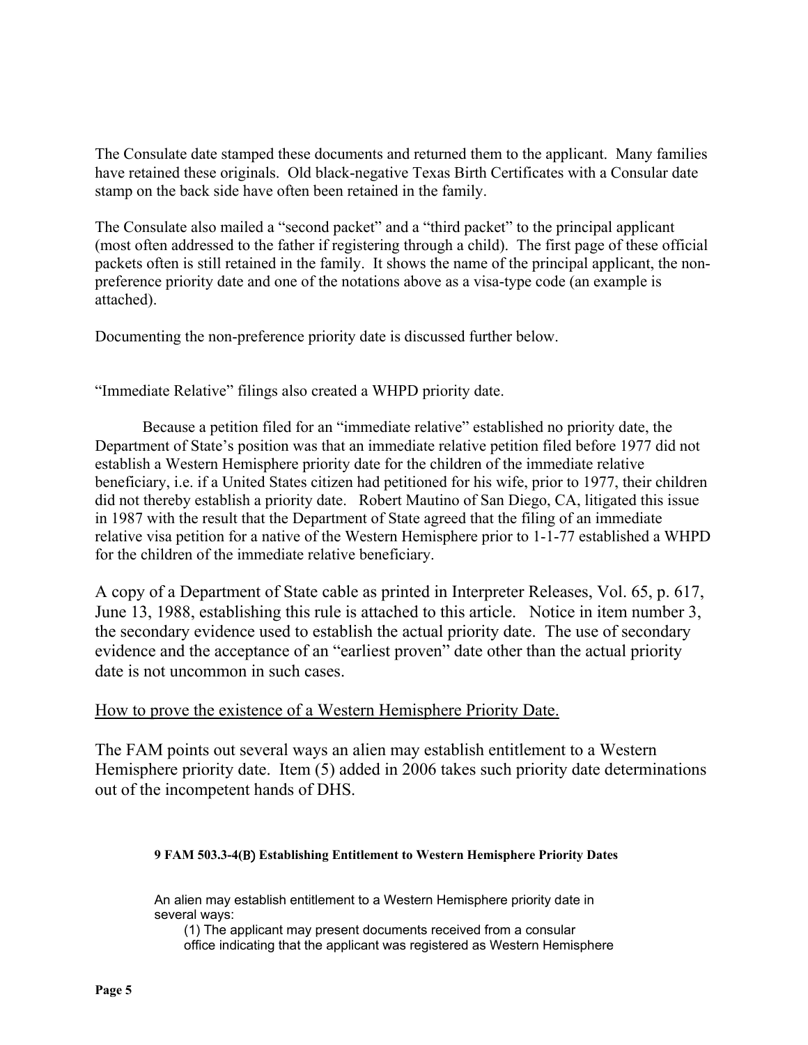The Consulate date stamped these documents and returned them to the applicant. Many families have retained these originals. Old black-negative Texas Birth Certificates with a Consular date stamp on the back side have often been retained in the family.

The Consulate also mailed a "second packet" and a "third packet" to the principal applicant (most often addressed to the father if registering through a child). The first page of these official packets often is still retained in the family. It shows the name of the principal applicant, the non-preference priority date and one of the notations above as a visa-type code (an example is attached).

Documenting the non-preference priority date is discussed further below.

"Immediate Relative" filings also created a WHPD priority date.

Because a petition filed for an "immediate relative" established no priority date, the Department of State's position was that an immediate relative petition filed before 1977 did not establish a Western Hemisphere priority date for the children of the immediate relative beneficiary, i.e. if a United States citizen had petitioned for his wife, prior to 1977, their children did not thereby establish a priority date. Robert Mautino of San Diego, CA, litigated this issue in 1987 with the result that the Department of State agreed that the filing of an immediate relative visa petition for a native of the Western Hemisphere prior to 1-1-77 established a WHPD for the children of the immediate relative beneficiary.

A copy of a Department of State cable as printed in Interpreter Releases, Vol. 65, p. 617, June 13, 1988, establishing this rule is attached to this article. Notice in item number 3, the secondary evidence used to establish the actual priority date. The use of secondary evidence and the acceptance of an "earliest proven" date other than the actual priority date is not uncommon in such cases.

<u>How to prove the existence of a Western Hemisphere Priority Date.</u>

The FAM points out several ways an alien may establish entitlement to a Western Hemisphere priority date. Item (5) added in 2006 takes such priority date determinations out of the incompetent hands of DHS.

**9 FAM 503.3-4(B) Establishing Entitlement to Western Hemisphere Priority Dates**

> An alien may establish entitlement to a Western Hemisphere priority date in several ways:
>
> (1) The applicant may present documents received from a consular office indicating that the applicant was registered as Western Hemisphere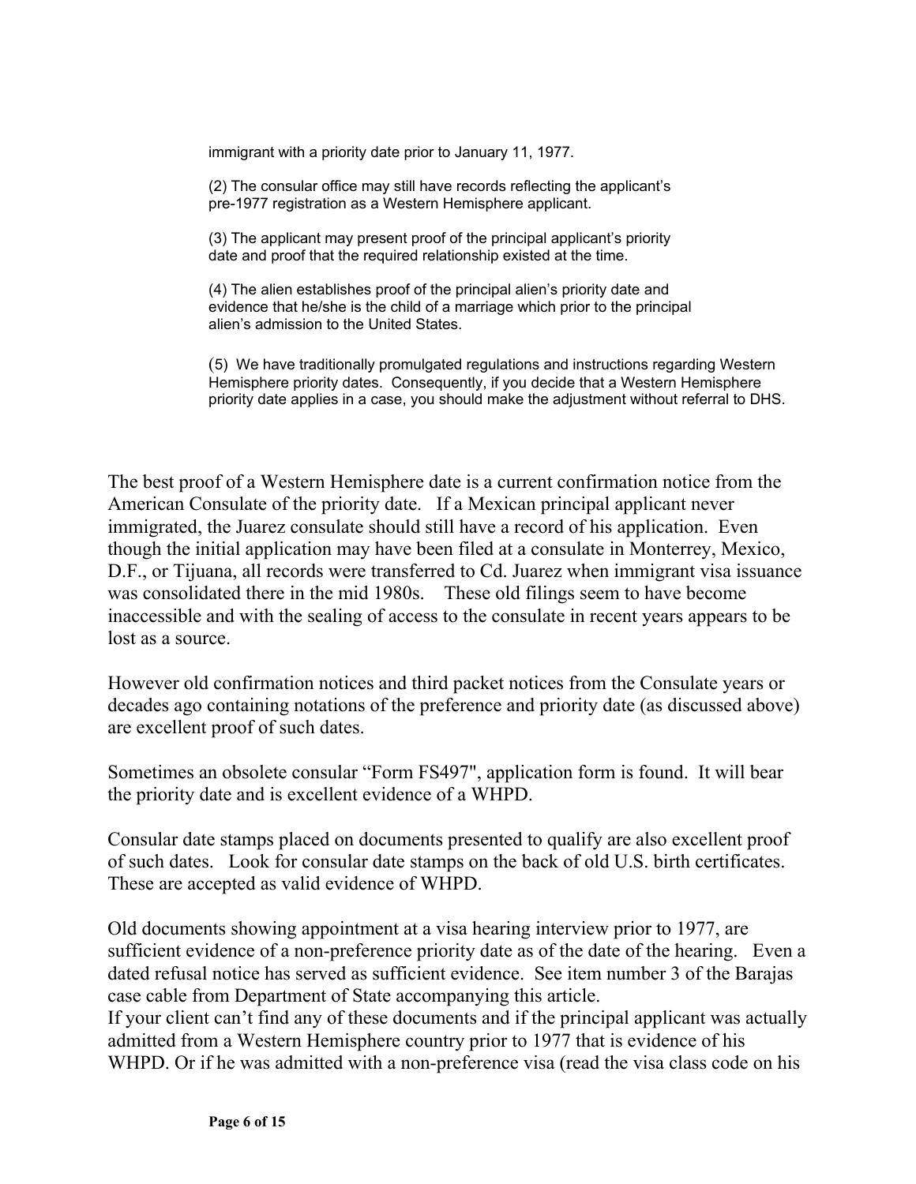> immigrant with a priority date prior to January 11, 1977.
>
> (2) The consular office may still have records reflecting the applicant's pre-1977 registration as a Western Hemisphere applicant.
>
> (3) The applicant may present proof of the principal applicant's priority date and proof that the required relationship existed at the time.
>
> (4) The alien establishes proof of the principal alien's priority date and evidence that he/she is the child of a marriage which prior to the principal alien's admission to the United States.
>
> (5) We have traditionally promulgated regulations and instructions regarding Western Hemisphere priority dates. Consequently, if you decide that a Western Hemisphere priority date applies in a case, you should make the adjustment without referral to DHS.

The best proof of a Western Hemisphere date is a current confirmation notice from the American Consulate of the priority date. If a Mexican principal applicant never immigrated, the Juarez consulate should still have a record of his application. Even though the initial application may have been filed at a consulate in Monterrey, Mexico, D.F., or Tijuana, all records were transferred to Cd. Juarez when immigrant visa issuance was consolidated there in the mid 1980s. These old filings seem to have become inaccessible and with the sealing of access to the consulate in recent years appears to be lost as a source.

However old confirmation notices and third packet notices from the Consulate years or decades ago containing notations of the preference and priority date (as discussed above) are excellent proof of such dates.

Sometimes an obsolete consular "Form FS497", application form is found. It will bear the priority date and is excellent evidence of a WHPD.

Consular date stamps placed on documents presented to qualify are also excellent proof of such dates. Look for consular date stamps on the back of old U.S. birth certificates. These are accepted as valid evidence of WHPD.

Old documents showing appointment at a visa hearing interview prior to 1977, are sufficient evidence of a non-preference priority date as of the date of the hearing. Even a dated refusal notice has served as sufficient evidence. See item number 3 of the Barajas case cable from Department of State accompanying this article.

If your client can't find any of these documents and if the principal applicant was actually admitted from a Western Hemisphere country prior to 1977 that is evidence of his WHPD. Or if he was admitted with a non-preference visa (read the visa class code on his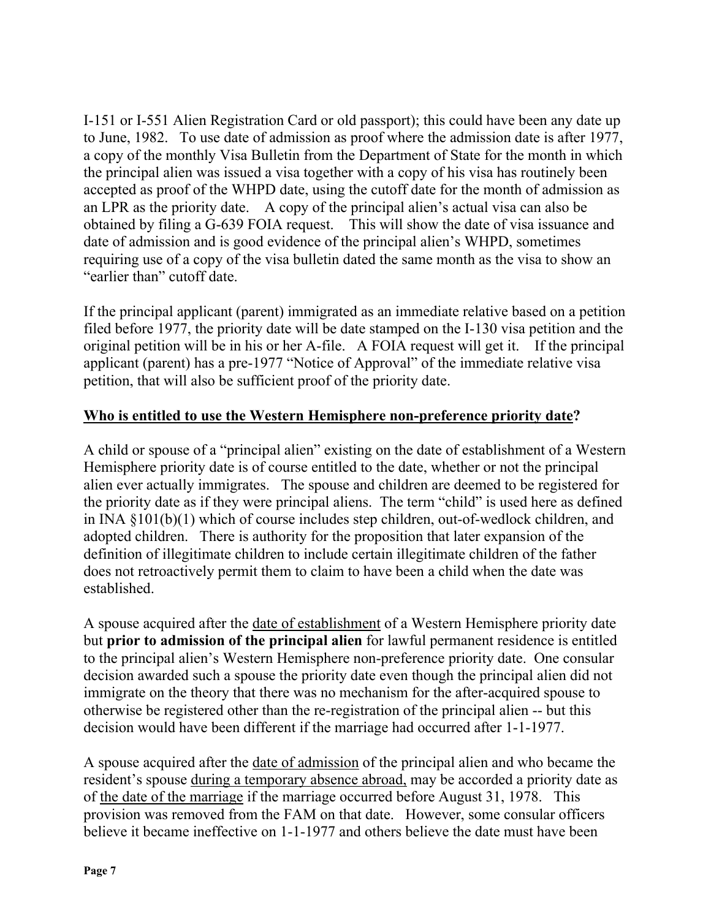I-151 or I-551 Alien Registration Card or old passport); this could have been any date up to June, 1982. To use date of admission as proof where the admission date is after 1977, a copy of the monthly Visa Bulletin from the Department of State for the month in which the principal alien was issued a visa together with a copy of his visa has routinely been accepted as proof of the WHPD date, using the cutoff date for the month of admission as an LPR as the priority date. A copy of the principal alien's actual visa can also be obtained by filing a G-639 FOIA request. This will show the date of visa issuance and date of admission and is good evidence of the principal alien's WHPD, sometimes requiring use of a copy of the visa bulletin dated the same month as the visa to show an "earlier than" cutoff date.

If the principal applicant (parent) immigrated as an immediate relative based on a petition filed before 1977, the priority date will be date stamped on the I-130 visa petition and the original petition will be in his or her A-file. A FOIA request will get it. If the principal applicant (parent) has a pre-1977 "Notice of Approval" of the immediate relative visa petition, that will also be sufficient proof of the priority date.

**Who is entitled to use the Western Hemisphere non-preference priority date?**

A child or spouse of a "principal alien" existing on the date of establishment of a Western Hemisphere priority date is of course entitled to the date, whether or not the principal alien ever actually immigrates. The spouse and children are deemed to be registered for the priority date as if they were principal aliens. The term "child" is used here as defined in INA §101(b)(1) which of course includes step children, out-of-wedlock children, and adopted children. There is authority for the proposition that later expansion of the definition of illegitimate children to include certain illegitimate children of the father does not retroactively permit them to claim to have been a child when the date was established.

A spouse acquired after the date of establishment of a Western Hemisphere priority date but **prior to admission of the principal alien** for lawful permanent residence is entitled to the principal alien's Western Hemisphere non-preference priority date. One consular decision awarded such a spouse the priority date even though the principal alien did not immigrate on the theory that there was no mechanism for the after-acquired spouse to otherwise be registered other than the re-registration of the principal alien -- but this decision would have been different if the marriage had occurred after 1-1-1977.

A spouse acquired after the date of admission of the principal alien and who became the resident's spouse during a temporary absence abroad, may be accorded a priority date as of the date of the marriage if the marriage occurred before August 31, 1978. This provision was removed from the FAM on that date. However, some consular officers believe it became ineffective on 1-1-1977 and others believe the date must have been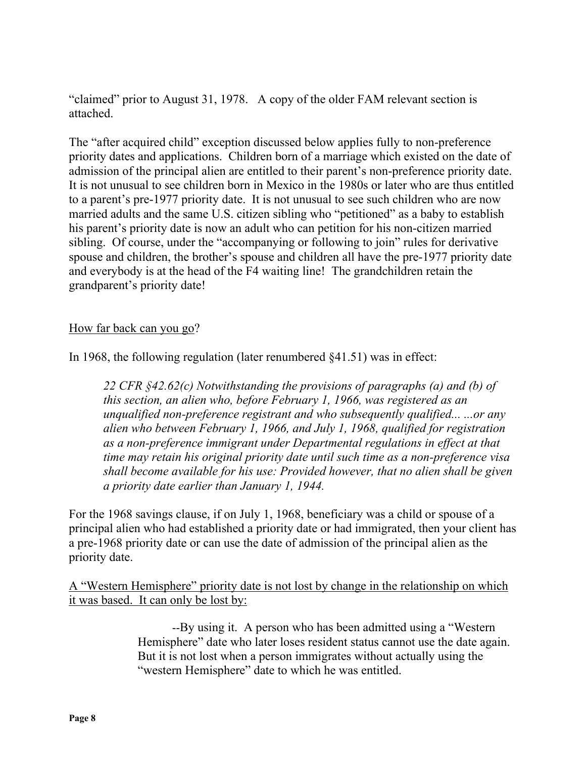"claimed" prior to August 31, 1978.   A copy of the older FAM relevant section is attached.

The "after acquired child" exception discussed below applies fully to non-preference priority dates and applications.  Children born of a marriage which existed on the date of admission of the principal alien are entitled to their parent's non-preference priority date.  It is not unusual to see children born in Mexico in the 1980s or later who are thus entitled to a parent's pre-1977 priority date.  It is not unusual to see such children who are now married adults and the same U.S. citizen sibling who "petitioned" as a baby to establish his parent's priority date is now an adult who can petition for his non-citizen married sibling.  Of course, under the "accompanying or following to join" rules for derivative spouse and children, the brother's spouse and children all have the pre-1977 priority date and everybody is at the head of the F4 waiting line!  The grandchildren retain the grandparent's priority date!

<u>How far back can you go</u>?

In 1968, the following regulation (later renumbered §41.51) was in effect:

> *22 CFR §42.62(c) Notwithstanding the provisions of paragraphs (a) and (b) of this section, an alien who, before February 1, 1966, was registered as an unqualified non-preference registrant and who subsequently qualified... ...or any alien who between February 1, 1966, and July 1, 1968, qualified for registration as a non-preference immigrant under Departmental regulations in effect at that time may retain his original priority date until such time as a non-preference visa shall become available for his use: Provided however, that no alien shall be given a priority date earlier than January 1, 1944.*

For the 1968 savings clause, if on July 1, 1968, beneficiary was a child or spouse of a principal alien who had established a priority date or had immigrated, then your client has a pre-1968 priority date or can use the date of admission of the principal alien as the priority date.

<u>A "Western Hemisphere" priority date is not lost by change in the relationship on which it was based.  It can only be lost by:</u>

> --By using it.  A person who has been admitted using a "Western Hemisphere" date who later loses resident status cannot use the date again. But it is not lost when a person immigrates without actually using the "western Hemisphere" date to which he was entitled.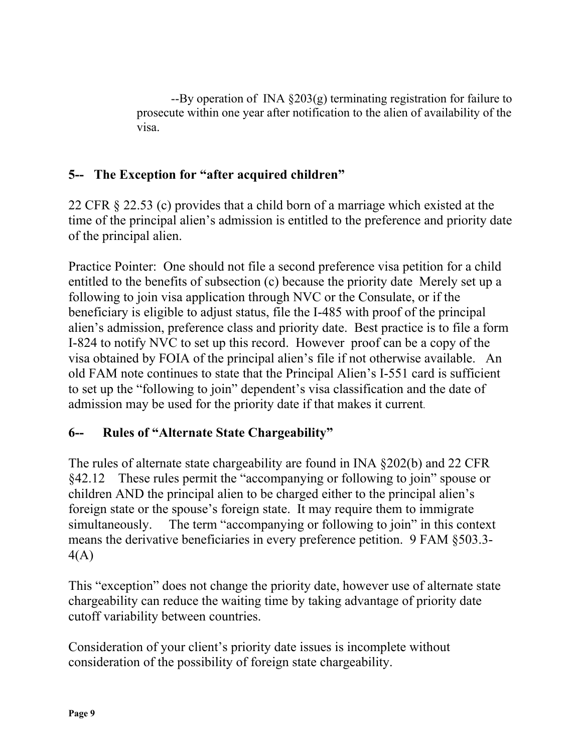--By operation of INA §203(g) terminating registration for failure to prosecute within one year after notification to the alien of availability of the visa.

## 5-- The Exception for "after acquired children"

22 CFR § 22.53 (c) provides that a child born of a marriage which existed at the time of the principal alien's admission is entitled to the preference and priority date of the principal alien.

Practice Pointer: One should not file a second preference visa petition for a child entitled to the benefits of subsection (c) because the priority date Merely set up a following to join visa application through NVC or the Consulate, or if the beneficiary is eligible to adjust status, file the I-485 with proof of the principal alien's admission, preference class and priority date. Best practice is to file a form I-824 to notify NVC to set up this record. However proof can be a copy of the visa obtained by FOIA of the principal alien's file if not otherwise available. An old FAM note continues to state that the Principal Alien's I-551 card is sufficient to set up the "following to join" dependent's visa classification and the date of admission may be used for the priority date if that makes it current.

## 6-- Rules of "Alternate State Chargeability"

The rules of alternate state chargeability are found in INA §202(b) and 22 CFR §42.12 These rules permit the "accompanying or following to join" spouse or children AND the principal alien to be charged either to the principal alien's foreign state or the spouse's foreign state. It may require them to immigrate simultaneously. The term "accompanying or following to join" in this context means the derivative beneficiaries in every preference petition. 9 FAM §503.3-4(A)

This "exception" does not change the priority date, however use of alternate state chargeability can reduce the waiting time by taking advantage of priority date cutoff variability between countries.

Consideration of your client's priority date issues is incomplete without consideration of the possibility of foreign state chargeability.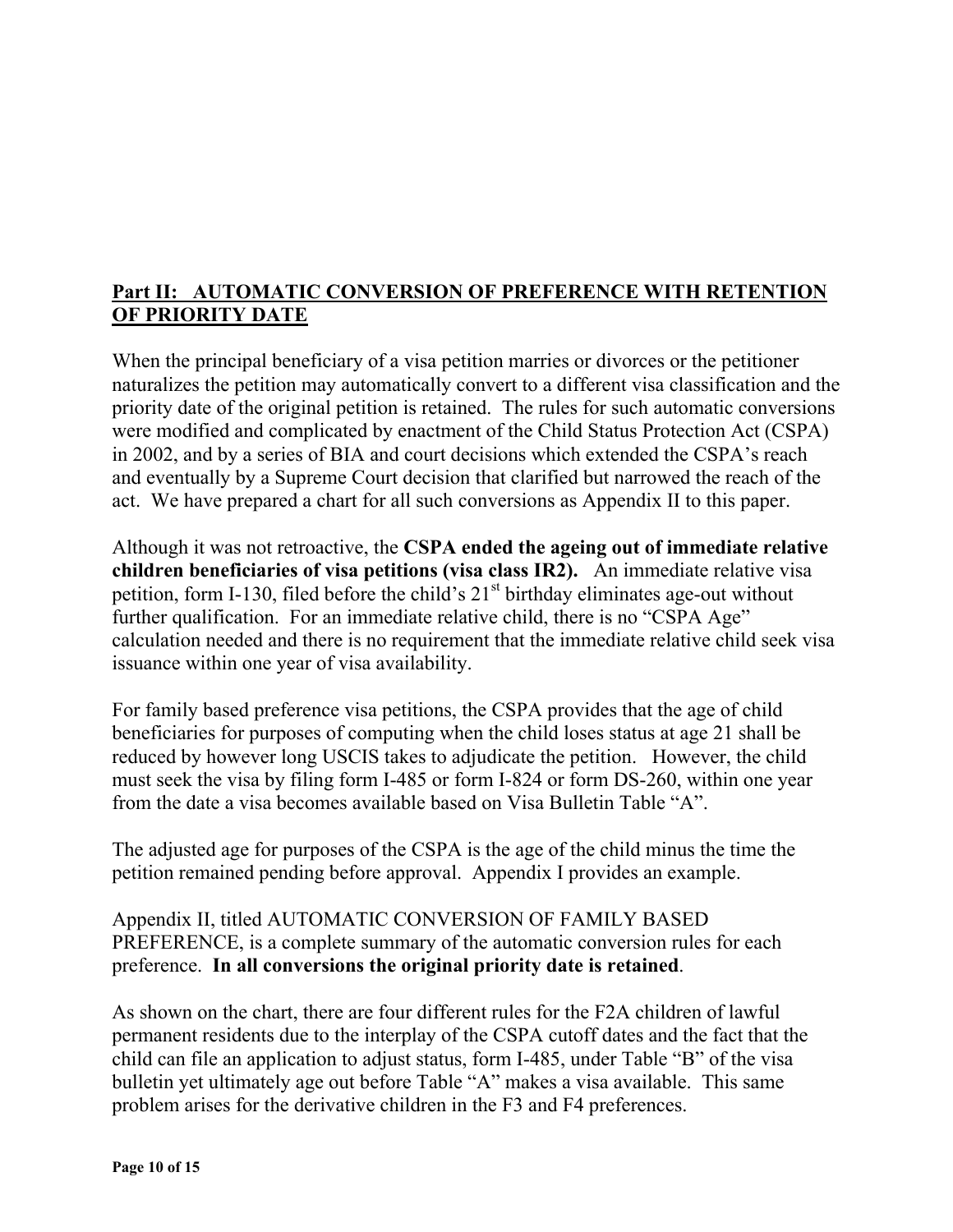## Part II: AUTOMATIC CONVERSION OF PREFERENCE WITH RETENTION OF PRIORITY DATE

When the principal beneficiary of a visa petition marries or divorces or the petitioner naturalizes the petition may automatically convert to a different visa classification and the priority date of the original petition is retained. The rules for such automatic conversions were modified and complicated by enactment of the Child Status Protection Act (CSPA) in 2002, and by a series of BIA and court decisions which extended the CSPA's reach and eventually by a Supreme Court decision that clarified but narrowed the reach of the act. We have prepared a chart for all such conversions as Appendix II to this paper.

Although it was not retroactive, the **CSPA ended the ageing out of immediate relative children beneficiaries of visa petitions (visa class IR2).** An immediate relative visa petition, form I-130, filed before the child's 21st birthday eliminates age-out without further qualification. For an immediate relative child, there is no "CSPA Age" calculation needed and there is no requirement that the immediate relative child seek visa issuance within one year of visa availability.

For family based preference visa petitions, the CSPA provides that the age of child beneficiaries for purposes of computing when the child loses status at age 21 shall be reduced by however long USCIS takes to adjudicate the petition. However, the child must seek the visa by filing form I-485 or form I-824 or form DS-260, within one year from the date a visa becomes available based on Visa Bulletin Table "A".

The adjusted age for purposes of the CSPA is the age of the child minus the time the petition remained pending before approval. Appendix I provides an example.

Appendix II, titled AUTOMATIC CONVERSION OF FAMILY BASED PREFERENCE, is a complete summary of the automatic conversion rules for each preference. **In all conversions the original priority date is retained**.

As shown on the chart, there are four different rules for the F2A children of lawful permanent residents due to the interplay of the CSPA cutoff dates and the fact that the child can file an application to adjust status, form I-485, under Table "B" of the visa bulletin yet ultimately age out before Table "A" makes a visa available. This same problem arises for the derivative children in the F3 and F4 preferences.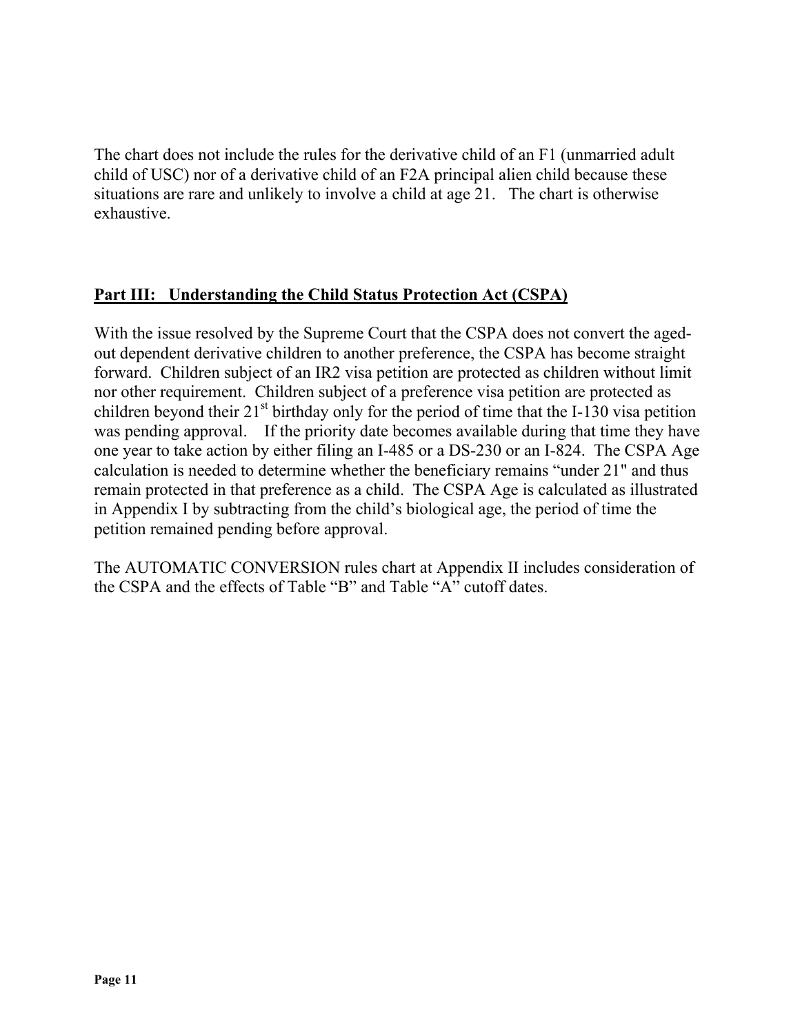The chart does not include the rules for the derivative child of an F1 (unmarried adult child of USC) nor of a derivative child of an F2A principal alien child because these situations are rare and unlikely to involve a child at age 21. The chart is otherwise exhaustive.

## Part III: Understanding the Child Status Protection Act (CSPA)

With the issue resolved by the Supreme Court that the CSPA does not convert the aged-out dependent derivative children to another preference, the CSPA has become straight forward. Children subject of an IR2 visa petition are protected as children without limit nor other requirement. Children subject of a preference visa petition are protected as children beyond their 21st birthday only for the period of time that the I-130 visa petition was pending approval. If the priority date becomes available during that time they have one year to take action by either filing an I-485 or a DS-230 or an I-824. The CSPA Age calculation is needed to determine whether the beneficiary remains "under 21" and thus remain protected in that preference as a child. The CSPA Age is calculated as illustrated in Appendix I by subtracting from the child's biological age, the period of time the petition remained pending before approval.

The AUTOMATIC CONVERSION rules chart at Appendix II includes consideration of the CSPA and the effects of Table "B" and Table "A" cutoff dates.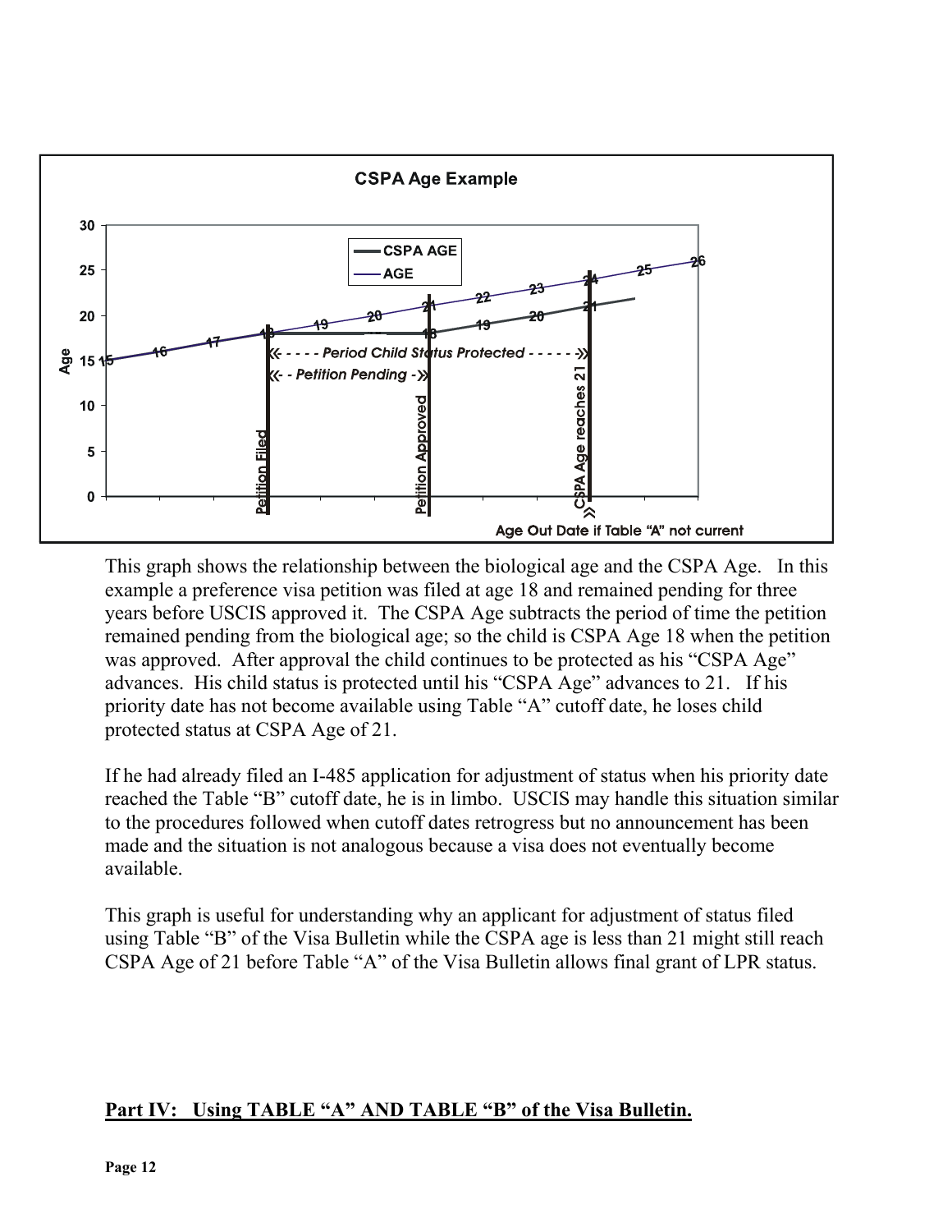**CSPA Age Example**

30

25

20

15

10

5

0

Age

CSPA AGE

AGE

15 16 17 18 19 20 21 22 23 24 25 26

18 19 20 21

Period Child Status Protected

Petition Pending

Petition Filed

Petition Approved

CSPA Age reaches 21

Age Out Date if Table "A" not current

This graph shows the relationship between the biological age and the CSPA Age. In this example a preference visa petition was filed at age 18 and remained pending for three years before USCIS approved it. The CSPA Age subtracts the period of time the petition remained pending from the biological age; so the child is CSPA Age 18 when the petition was approved. After approval the child continues to be protected as his "CSPA Age" advances. His child status is protected until his "CSPA Age" advances to 21. If his priority date has not become available using Table "A" cutoff date, he loses child protected status at CSPA Age of 21.

If he had already filed an I-485 application for adjustment of status when his priority date reached the Table "B" cutoff date, he is in limbo. USCIS may handle this situation similar to the procedures followed when cutoff dates retrogress but no announcement has been made and the situation is not analogous because a visa does not eventually become available.

This graph is useful for understanding why an applicant for adjustment of status filed using Table "B" of the Visa Bulletin while the CSPA age is less than 21 might still reach CSPA Age of 21 before Table "A" of the Visa Bulletin allows final grant of LPR status.

## Part IV: Using TABLE "A" AND TABLE "B" of the Visa Bulletin.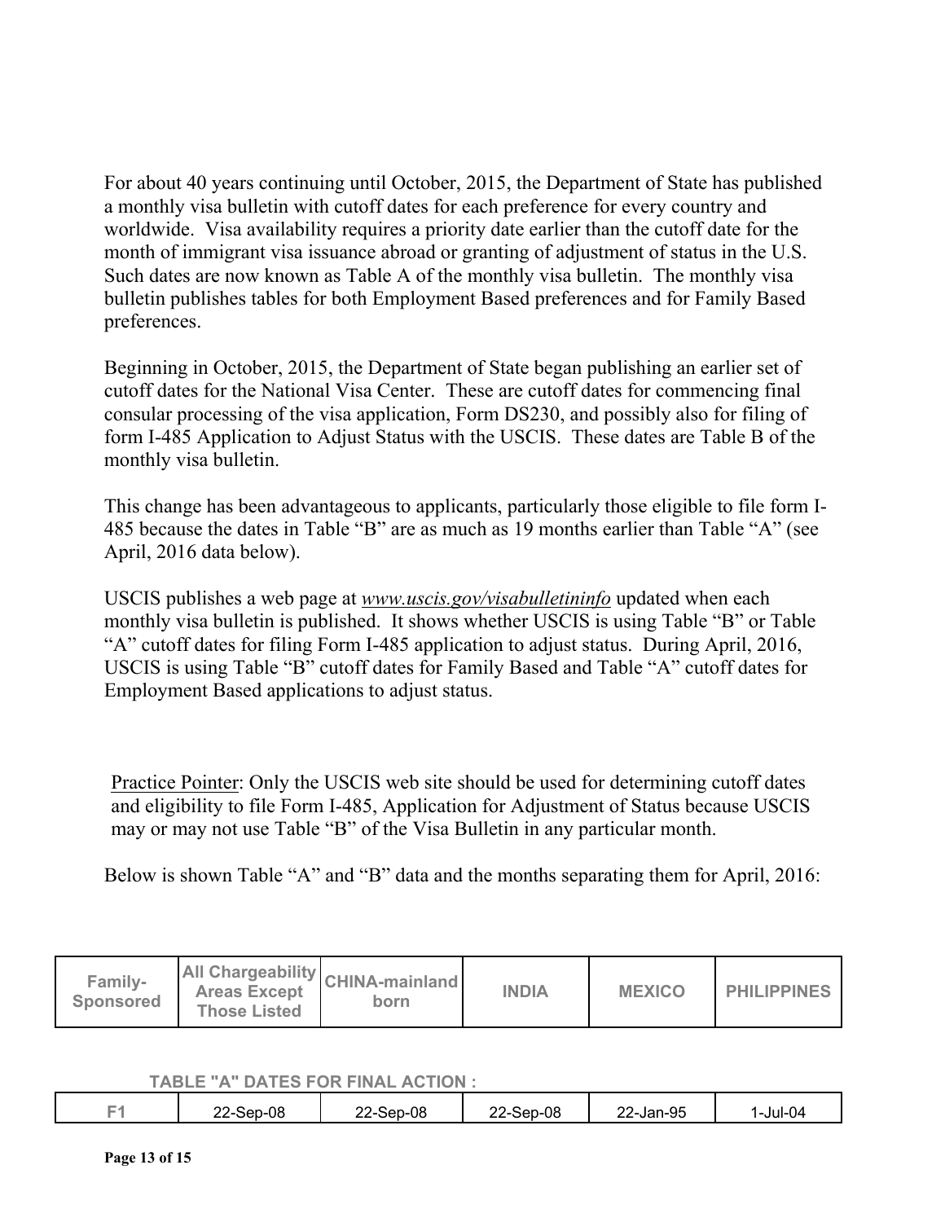For about 40 years continuing until October, 2015, the Department of State has published a monthly visa bulletin with cutoff dates for each preference for every country and worldwide. Visa availability requires a priority date earlier than the cutoff date for the month of immigrant visa issuance abroad or granting of adjustment of status in the U.S. Such dates are now known as Table A of the monthly visa bulletin. The monthly visa bulletin publishes tables for both Employment Based preferences and for Family Based preferences.

Beginning in October, 2015, the Department of State began publishing an earlier set of cutoff dates for the National Visa Center. These are cutoff dates for commencing final consular processing of the visa application, Form DS230, and possibly also for filing of form I-485 Application to Adjust Status with the USCIS. These dates are Table B of the monthly visa bulletin.

This change has been advantageous to applicants, particularly those eligible to file form I-485 because the dates in Table "B" are as much as 19 months earlier than Table "A" (see April, 2016 data below).

USCIS publishes a web page at *www.uscis.gov/visabulletininfo* updated when each monthly visa bulletin is published. It shows whether USCIS is using Table "B" or Table "A" cutoff dates for filing Form I-485 application to adjust status. During April, 2016, USCIS is using Table "B" cutoff dates for Family Based and Table "A" cutoff dates for Employment Based applications to adjust status.

Practice Pointer: Only the USCIS web site should be used for determining cutoff dates and eligibility to file Form I-485, Application for Adjustment of Status because USCIS may or may not use Table "B" of the Visa Bulletin in any particular month.

Below is shown Table "A" and "B" data and the months separating them for April, 2016:

| Family-Sponsored | All Chargeability Areas Except Those Listed | CHINA-mainland born | INDIA | MEXICO | PHILIPPINES |
|---|---|---|---|---|---|
| **TABLE "A" DATES FOR FINAL ACTION :** | | | | | |
| F1 | 22-Sep-08 | 22-Sep-08 | 22-Sep-08 | 22-Jan-95 | 1-Jul-04 |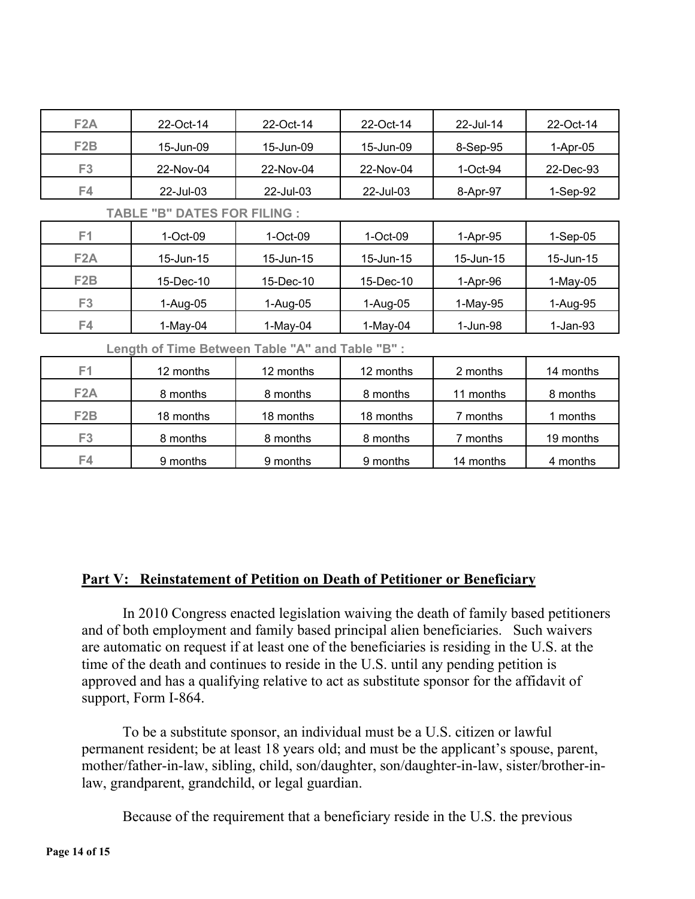| | | | | | |
|---|---|---|---|---|---|
| F2A | 22-Oct-14 | 22-Oct-14 | 22-Oct-14 | 22-Jul-14 | 22-Oct-14 |
| F2B | 15-Jun-09 | 15-Jun-09 | 15-Jun-09 | 8-Sep-95 | 1-Apr-05 |
| F3 | 22-Nov-04 | 22-Nov-04 | 22-Nov-04 | 1-Oct-94 | 22-Dec-93 |
| F4 | 22-Jul-03 | 22-Jul-03 | 22-Jul-03 | 8-Apr-97 | 1-Sep-92 |

**TABLE "B" DATES FOR FILING :**

| | | | | | |
|---|---|---|---|---|---|
| F1 | 1-Oct-09 | 1-Oct-09 | 1-Oct-09 | 1-Apr-95 | 1-Sep-05 |
| F2A | 15-Jun-15 | 15-Jun-15 | 15-Jun-15 | 15-Jun-15 | 15-Jun-15 |
| F2B | 15-Dec-10 | 15-Dec-10 | 15-Dec-10 | 1-Apr-96 | 1-May-05 |
| F3 | 1-Aug-05 | 1-Aug-05 | 1-Aug-05 | 1-May-95 | 1-Aug-95 |
| F4 | 1-May-04 | 1-May-04 | 1-May-04 | 1-Jun-98 | 1-Jan-93 |

**Length of Time Between Table "A" and Table "B" :**

| | | | | | |
|---|---|---|---|---|---|
| F1 | 12 months | 12 months | 12 months | 2 months | 14 months |
| F2A | 8 months | 8 months | 8 months | 11 months | 8 months |
| F2B | 18 months | 18 months | 18 months | 7 months | 1 months |
| F3 | 8 months | 8 months | 8 months | 7 months | 19 months |
| F4 | 9 months | 9 months | 9 months | 14 months | 4 months |

## Part V: Reinstatement of Petition on Death of Petitioner or Beneficiary

In 2010 Congress enacted legislation waiving the death of family based petitioners and of both employment and family based principal alien beneficiaries. Such waivers are automatic on request if at least one of the beneficiaries is residing in the U.S. at the time of the death and continues to reside in the U.S. until any pending petition is approved and has a qualifying relative to act as substitute sponsor for the affidavit of support, Form I-864.

To be a substitute sponsor, an individual must be a U.S. citizen or lawful permanent resident; be at least 18 years old; and must be the applicant's spouse, parent, mother/father-in-law, sibling, child, son/daughter, son/daughter-in-law, sister/brother-in-law, grandparent, grandchild, or legal guardian.

Because of the requirement that a beneficiary reside in the U.S. the previous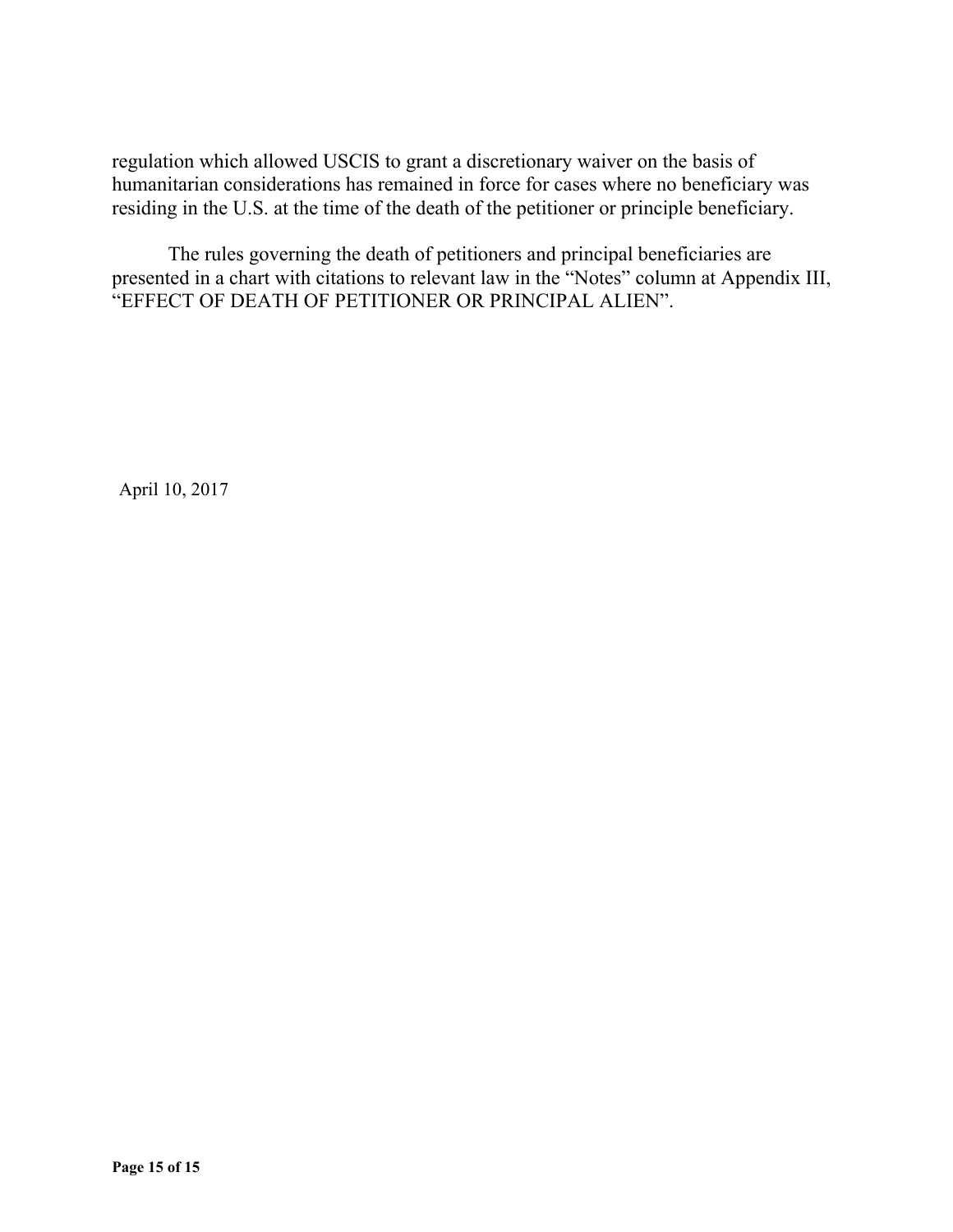regulation which allowed USCIS to grant a discretionary waiver on the basis of humanitarian considerations has remained in force for cases where no beneficiary was residing in the U.S. at the time of the death of the petitioner or principle beneficiary.

The rules governing the death of petitioners and principal beneficiaries are presented in a chart with citations to relevant law in the "Notes" column at Appendix III, "EFFECT OF DEATH OF PETITIONER OR PRINCIPAL ALIEN".

April 10, 2017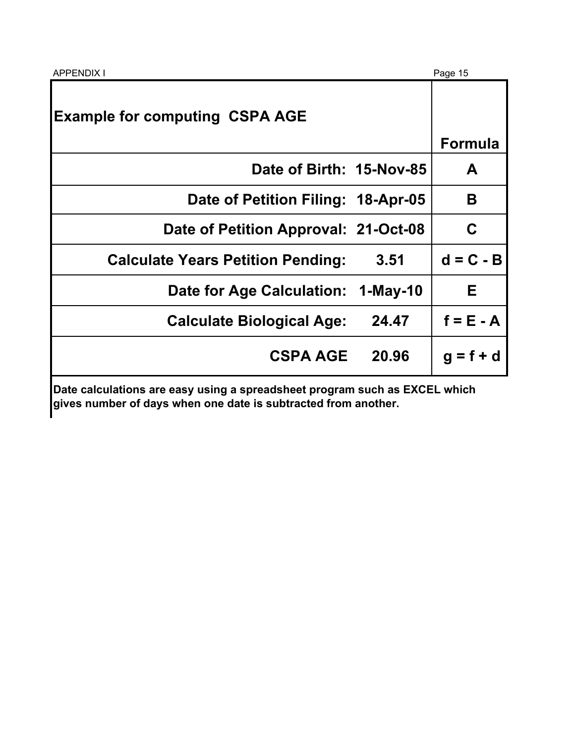| Example for computing CSPA AGE | | Formula |
|---|---|---|
| Date of Birth: | 15-Nov-85 | A |
| Date of Petition Filing: | 18-Apr-05 | B |
| Date of Petition Approval: | 21-Oct-08 | C |
| Calculate Years Petition Pending: | 3.51 | d = C - B |
| Date for Age Calculation: | 1-May-10 | E |
| Calculate Biological Age: | 24.47 | f = E - A |
| CSPA AGE | 20.96 | g = f + d |

**Date calculations are easy using a spreadsheet program such as EXCEL which gives number of days when one date is subtracted from another.**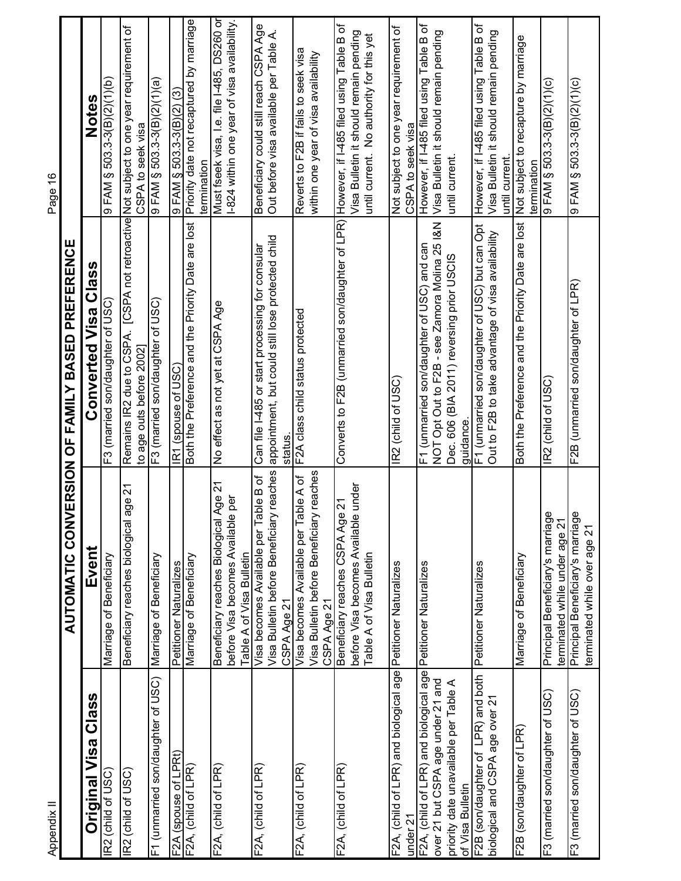## AUTOMATIC CONVERSION OF FAMILY BASED PREFERENCE

| Original Visa Class | Event | Converted Visa Class | Notes |
|---|---|---|---|
| IR2 (child of USC) | Marriage of Beneficiary | F3 (married son/daughter of USC) | 9 FAM § 503.3-3(B)(2)(1)(b) |
| IR2 (child of USC) | Beneficiary reaches biological age 21 | Remains IR2 due to CSPA. [CSPA not retroactive to age outs before 2002] | Not subject to one year requirement of CSPA to seek visa |
| F1 (unmarried son/daughter of USC) | Marriage of Beneficiary | F3 (married son/daughter of USC) | 9 FAM § 503.3-3(B)(2)(1)(a) |
| F2A (spouse of LPRt) | Petitioner Naturalizes | IR1 (spouse of USC) | 9 FAM § 503.3-3(B)(2) (3) |
| F2A, (child of LPR) | Marriage of Beneficiary | Both the Preference and the Priority Date are lost | Priority date not recaptured by marriage termination |
| F2A, (child of LPR) | Beneficiary reaches Biological Age 21 before Visa becomes Available per Table A of Visa Bulletin | No effect as not yet at CSPA Age | Must fseek visa, I.e. file I-485, DS260 or I-824 within one year of visa availability. |
| F2A, (child of LPR) | Visa becomes Available per Table B of Visa Bulletin before Beneficiary reaches CSPA Age 21 | Can file I-485 or start processing for consular appointment, but could still lose protected child status. | Beneficiary could still reach CSPA Age Out before visa available per Table A. |
| F2A, (child of LPR) | Visa becomes Available per Table A of Visa Bulletin before Beneficiary reaches CSPA Age 21 | F2A class child status protected | Reverts to F2B if fails to seek visa within one year of visa availability |
| F2A, (child of LPR) | Beneficiary reaches CSPA Age 21 before Visa becomes Available under Table A of Visa Bulletin | Converts to F2B (unmarried son/daughter of LPR) | However, if I-485 filed using Table B of Visa Bulletin it should remain pending until current. No authority for this yet |
| F2A, (child of LPR) and biological age under 21 | Petitioner Naturalizes | IR2 (child of USC) | Not subject to one year requirement of CSPA to seek visa |
| F2A, (child of LPR) and biological age over 21 but CSPA age under 21 and priority date unavailable per Table A of Visa Bulletin | Petitioner Naturalizes | F1 (unmarried son/daughter of USC) and can NOT Opt Out to F2B - see Zamora Molina 25 I&N Dec. 606 (BIA 2011) reversing prior USCIS guidance. | However, if I-485 filed using Table B of Visa Bulletin it should remain pending until current. |
| F2B (son/daughter of LPR) and both biological and CSPA age over 21 | Petitioner Naturalizes | F1 (unmarried son/daughter of USC) but can Opt Out to F2B to take advantage of visa availability | However, if I-485 filed using Table B of Visa Bulletin it should remain pending until current. |
| F2B (son/daughter of LPR) | Marriage of Beneficiary | Both the Preference and the Priority Date are lost | Not subject to recapture by marriage termination |
| F3 (married son/daughter of USC) | Principal Beneficiary's marriage terminated while under age 21 | IR2 (child of USC) | 9 FAM § 503.3-3(B)(2)(1)(c) |
| F3 (married son/daughter of USC) | Principal Beneficiary's marriage terminated while over age 21 | F2B (unmarried son/daughter of LPR) | 9 FAM § 503.3-3(B)(2)(1)(c) |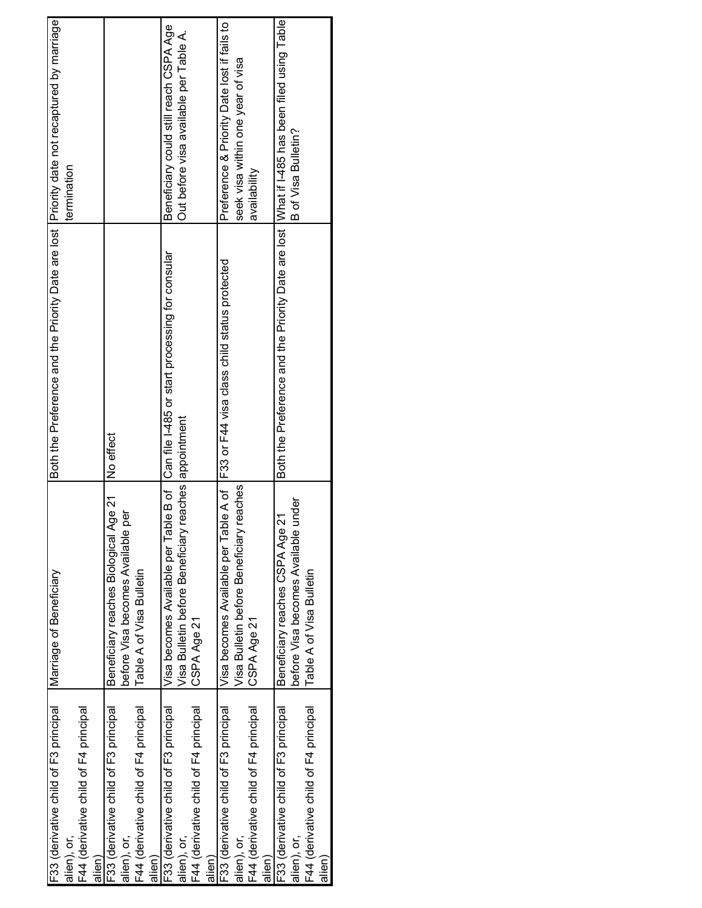| | | | |
|---|---|---|---|
| F33 (derivative child of F3 principal alien), or, F44 (derivative child of F4 principal alien) | Marriage of Beneficiary | Both the Preference and the Priority Date are lost | Priority date not recaptured by marriage termination |
| F33 (derivative child of F3 principal alien), or, F44 (derivative child of F4 principal alien) | Beneficiary reaches Biological Age 21 before Visa becomes Available per Table A of Visa Bulletin | No effect | |
| F33 (derivative child of F3 principal alien), or, F44 (derivative child of F4 principal alien) | Visa becomes Available per Table B of Visa Bulletin before Beneficiary reaches CSPA Age 21 | Can file I-485 or start processing for consular appointment | Beneficiary could still reach CSPA Age Out before visa available per Table A. |
| F33 (derivative child of F3 principal alien), or, F44 (derivative child of F4 principal alien) | Visa becomes Available per Table A of Visa Bulletin before Beneficiary reaches CSPA Age 21 | F33 or F44 visa class child status protected | Preference & Priority Date lost if fails to seek visa within one year of visa availability |
| F33 (derivative child of F3 principal alien), or, F44 (derivative child of F4 principal alien) | Beneficiary reaches CSPA Age 21 before Visa becomes Available under Table A of Visa Bulletin | Both the Preference and the Priority Date are lost | What if I-485 has been filed using Table B of Visa Bulletin? |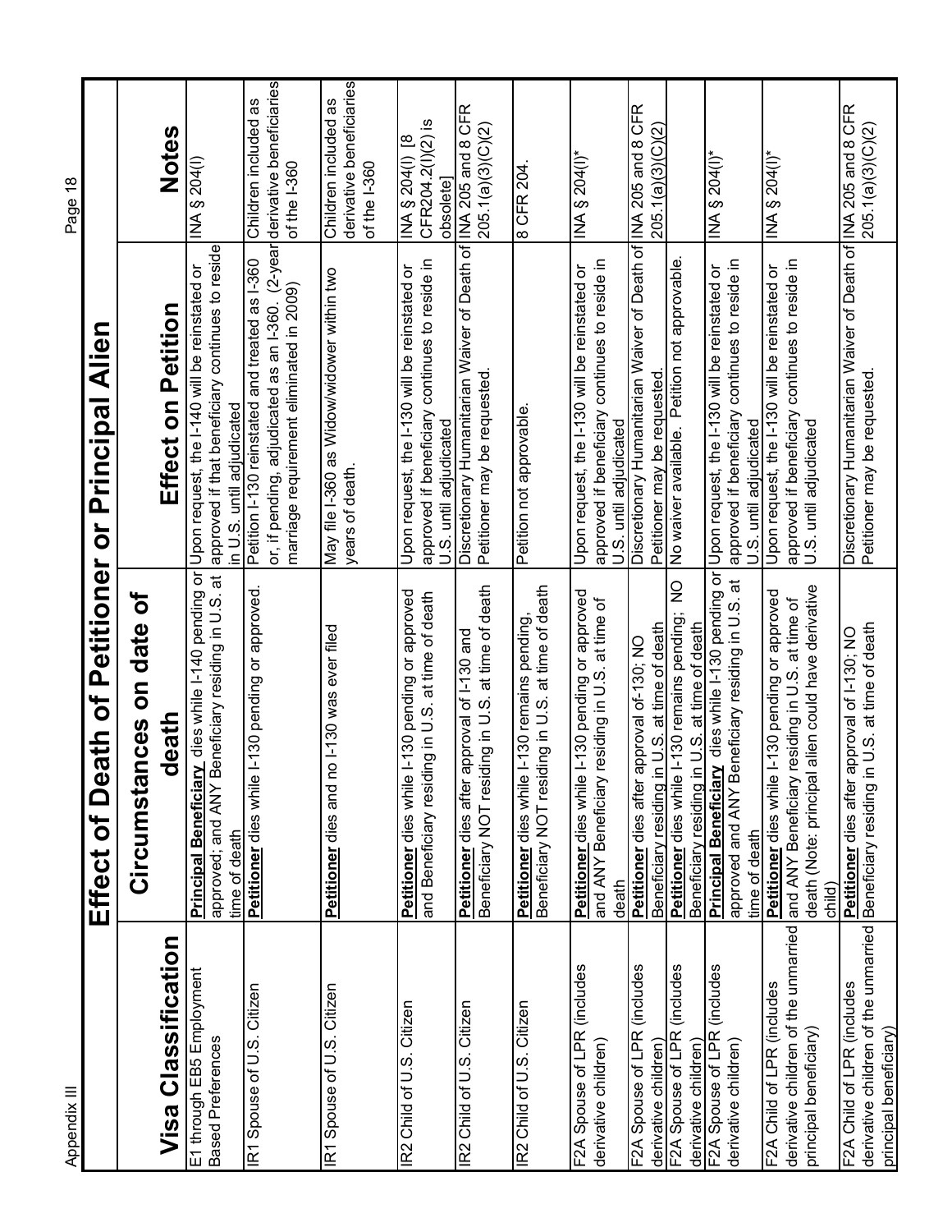# Effect of Death of Petitioner or Principal Alien

| Visa Classification | Circumstances on date of death | Effect on Petition | Notes |
|---|---|---|---|
| E1 through EB5 Employment Based Preferences | **Principal Beneficiary** dies while I-140 pending or approved; and ANY Beneficiary residing in U.S. at time of death | Upon request, the I-140 will be reinstated or approved if that beneficiary continues to reside in U.S. until adjudicated | INA § 204(l) |
| IR1 Spouse of U.S. Citizen | **Petitioner** dies while I-130 pending or approved. | Petition I-130 reinstated and treated as I-360 or, if pending, adjudicated as an I-360. (2-year marriage requirement eliminated in 2009) | Children included as derivative beneficiaries of the I-360 |
| IR1 Spouse of U.S. Citizen | **Petitioner** dies and no I-130 was ever filed | May file I-360 as Widow/widower within two years of death. | Children included as derivative beneficiaries of the I-360 |
| IR2 Child of U.S. Citizen | **Petitioner** dies while I-130 pending or approved and Beneficiary residing in U.S. at time of death | Upon request, the I-130 will be reinstated or approved if beneficiary continues to reside in U.S. until adjudicated | INA § 204(l) [8 CFR204.2(l)(2) is obsolete] |
| IR2 Child of U.S. Citizen | **Petitioner** dies after approval of I-130 and Beneficiary NOT residing in U.S. at time of death | Discretionary Humanitarian Waiver of Death of Petitioner may be requested. | INA 205 and 8 CFR 205.1(a)(3)(C)(2) |
| IR2 Child of U.S. Citizen | **Petitioner** dies while I-130 remains pending, Beneficiary NOT residing in U.S. at time of death | Petition not approvable. | 8 CFR 204. |
| F2A Spouse of LPR (includes derivative children) | **Petitioner** dies while I-130 pending or approved and ANY Beneficiary residing in U.S. at time of death | Upon request, the I-130 will be reinstated or approved if beneficiary continues to reside in U.S. until adjudicated | INA § 204(l)* |
| F2A Spouse of LPR (includes derivative children) | **Petitioner** dies after approval of-130; NO Beneficiary residing in U.S. at time of death | Discretionary Humanitarian Waiver of Death of Petitioner may be requested. | INA 205 and 8 CFR 205.1(a)(3)(C)(2) |
| F2A Spouse of LPR (includes derivative children) | **Petitioner** dies while I-130 remains pending; NO Beneficiary residing in U.S. at time of death | No waiver available. Petition not approvable. | |
| F2A Spouse of LPR (includes derivative children) | **Principal Beneficiary** dies while I-130 pending or approved and ANY Beneficiary residing in U.S. at time of death | Upon request, the I-130 will be reinstated or approved if beneficiary continues to reside in U.S. until adjudicated | INA § 204(l)* |
| F2A Child of LPR (includes derivative children of the unmarried principal beneficiary) | **Petitioner** dies while I-130 pending or approved and ANY Beneficiary residing in U.S. at time of death (Note: principal alien could have derivative child) | Upon request, the I-130 will be reinstated or approved if beneficiary continues to reside in U.S. until adjudicated | INA § 204(l)* |
| F2A Child of LPR (includes derivative children of the unmarried principal beneficiary) | **Petitioner** dies after approval of I-130; NO Beneficiary residing in U.S. at time of death | Discretionary Humanitarian Waiver of Death of Petitioner may be requested. | INA 205 and 8 CFR 205.1(a)(3)(C)(2) |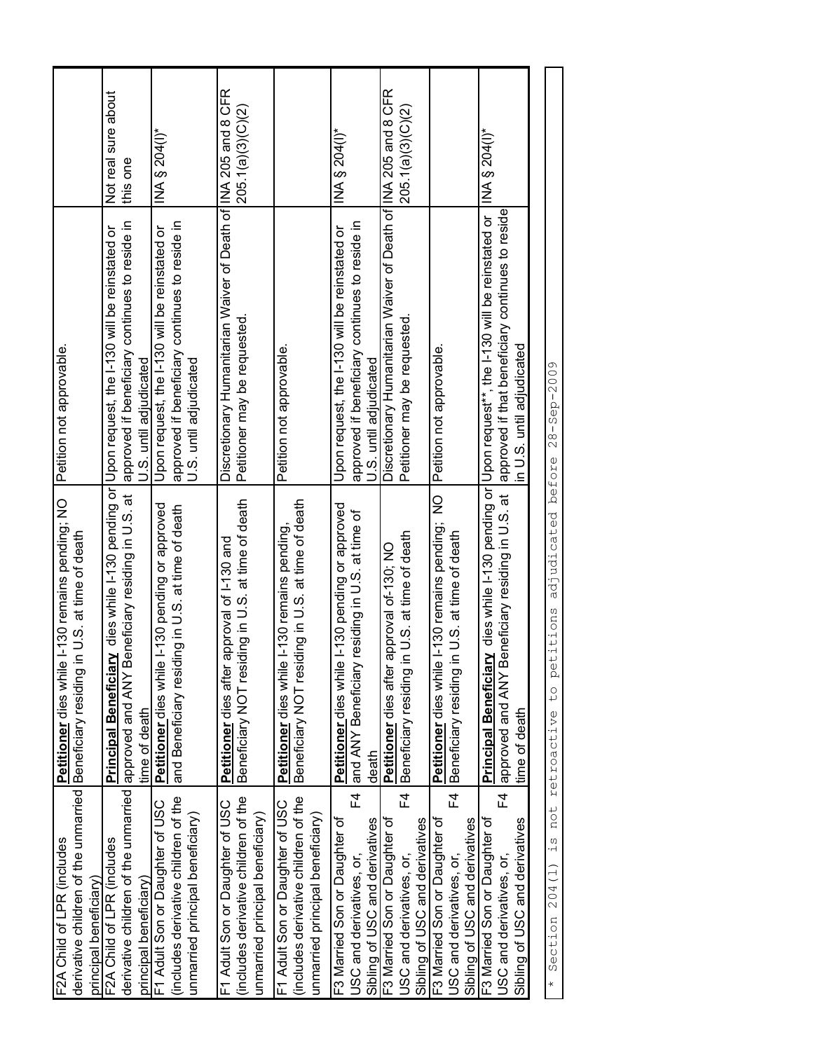| | | | |
|---|---|---|---|
| F2A Child of LPR (includes derivative children of the unmarried principal beneficiary) | **Petitioner** dies while I-130 remains pending; NO Beneficiary residing in U.S. at time of death | Petition not approvable. | |
| F2A Child of LPR (includes derivative children of the unmarried principal beneficiary) | **Principal Beneficiary** dies while I-130 pending or approved and ANY Beneficiary residing in U.S. at time of death | Upon request, the I-130 will be reinstated or approved if beneficiary continues to reside in U.S. until adjudicated | Not real sure about this one |
| F1 Adult Son or Daughter of USC (includes derivative children of the unmarried principal beneficiary) | **Petitioner** dies while I-130 pending or approved and Beneficiary residing in U.S. at time of death | Upon request, the I-130 will be reinstated or approved if beneficiary continues to reside in U.S. until adjudicated | INA § 204(l)* |
| F1 Adult Son or Daughter of USC (includes derivative children of the unmarried principal beneficiary) | **Petitioner** dies after approval of I-130 and Beneficiary NOT residing in U.S. at time of death | Discretionary Humanitarian Waiver of Death of Petitioner may be requested. | INA 205 and 8 CFR 205.1(a)(3)(C)(2) |
| F1 Adult Son or Daughter of USC (includes derivative children of the unmarried principal beneficiary) | **Petitioner** dies while I-130 remains pending, Beneficiary NOT residing in U.S. at time of death | Petition not approvable. | |
| F3 Married Son or Daughter of USC and derivatives, or, F4 Sibling of USC and derivatives | **Petitioner** dies while I-130 pending or approved and ANY Beneficiary residing in U.S. at time of death | Upon request, the I-130 will be reinstated or approved if beneficiary continues to reside in U.S. until adjudicated | INA § 204(l)* |
| F3 Married Son or Daughter of USC and derivatives, or, F4 Sibling of USC and derivatives | **Petitioner** dies after approval of-130; NO Beneficiary residing in U.S. at time of death | Discretionary Humanitarian Waiver of Death of Petitioner may be requested. | INA 205 and 8 CFR 205.1(a)(3)(C)(2) |
| F3 Married Son or Daughter of USC and derivatives, or, F4 Sibling of USC and derivatives | **Petitioner** dies while I-130 remains pending; NO Beneficiary residing in U.S. at time of death | Petition not approvable. | |
| F3 Married Son or Daughter of USC and derivatives, or, F4 Sibling of USC and derivatives | **Principal Beneficiary** dies while I-130 pending or approved and ANY Beneficiary residing in U.S. at time of death | Upon request**, the I-130 will be reinstated or approved if that beneficiary continues to reside in U.S. until adjudicated | INA § 204(l)* |

\* Section 204(l) is not retroactive to petitions adjudicated before 28-Sep-2009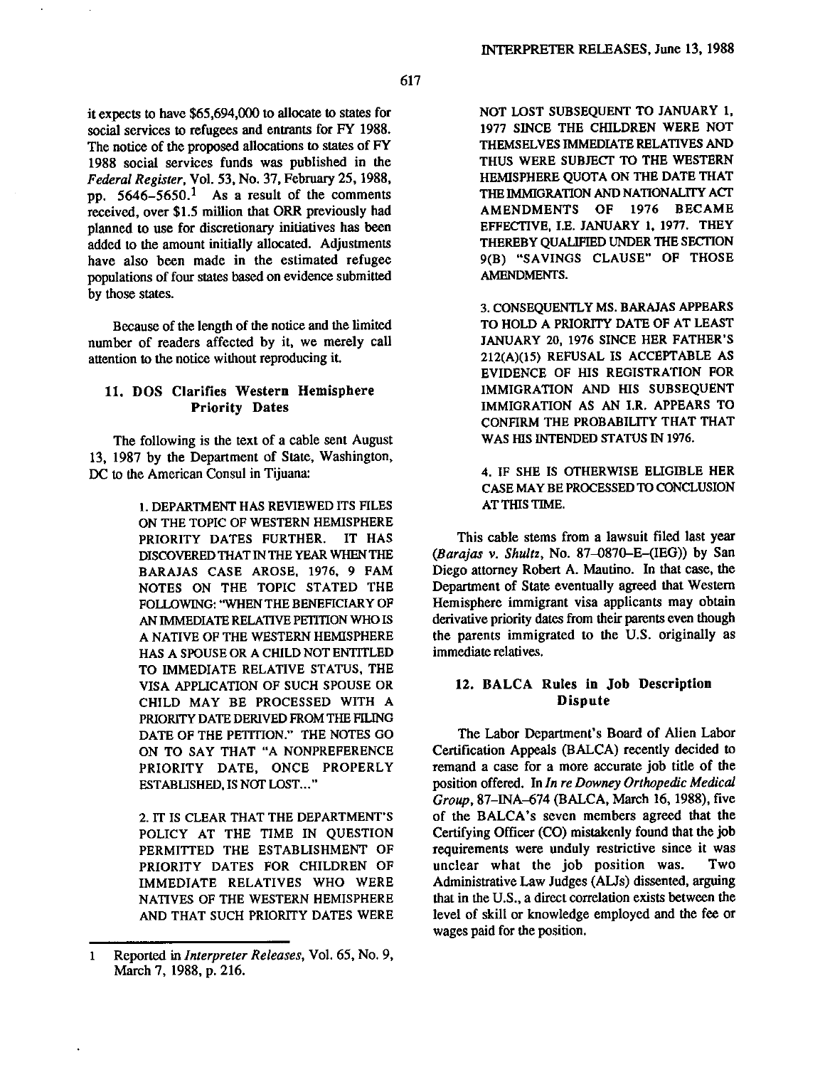it expects to have $65,694,000 to allocate to states for social services to refugees and entrants for FY 1988. The notice of the proposed allocations to states of FY 1988 social services funds was published in the *Federal Register*, Vol. 53, No. 37, February 25, 1988, pp. 5646–5650.[1] As a result of the comments received, over $1.5 million that ORR previously had planned to use for discretionary initiatives has been added to the amount initially allocated. Adjustments have also been made in the estimated refugee populations of four states based on evidence submitted by those states.

Because of the length of the notice and the limited number of readers affected by it, we merely call attention to the notice without reproducing it.

### 11. DOS Clarifies Western Hemisphere Priority Dates

The following is the text of a cable sent August 13, 1987 by the Department of State, Washington, DC to the American Consul in Tijuana:

> 1. DEPARTMENT HAS REVIEWED ITS FILES ON THE TOPIC OF WESTERN HEMISPHERE PRIORITY DATES FURTHER. IT HAS DISCOVERED THAT IN THE YEAR WHEN THE BARAJAS CASE AROSE, 1976, 9 FAM NOTES ON THE TOPIC STATED THE FOLLOWING: "WHEN THE BENEFICIARY OF AN IMMEDIATE RELATIVE PETITION WHO IS A NATIVE OF THE WESTERN HEMISPHERE HAS A SPOUSE OR A CHILD NOT ENTITLED TO IMMEDIATE RELATIVE STATUS, THE VISA APPLICATION OF SUCH SPOUSE OR CHILD MAY BE PROCESSED WITH A PRIORITY DATE DERIVED FROM THE FILING DATE OF THE PETITION." THE NOTES GO ON TO SAY THAT "A NONPREFERENCE PRIORITY DATE, ONCE PROPERLY ESTABLISHED, IS NOT LOST..."
>
> 2. IT IS CLEAR THAT THE DEPARTMENT'S POLICY AT THE TIME IN QUESTION PERMITTED THE ESTABLISHMENT OF PRIORITY DATES FOR CHILDREN OF IMMEDIATE RELATIVES WHO WERE NATIVES OF THE WESTERN HEMISPHERE AND THAT SUCH PRIORITY DATES WERE NOT LOST SUBSEQUENT TO JANUARY 1, 1977 SINCE THE CHILDREN WERE NOT THEMSELVES IMMEDIATE RELATIVES AND THUS WERE SUBJECT TO THE WESTERN HEMISPHERE QUOTA ON THE DATE THAT THE IMMIGRATION AND NATIONALITY ACT AMENDMENTS OF 1976 BECAME EFFECTIVE, I.E. JANUARY 1, 1977. THEY THEREBY QUALIFIED UNDER THE SECTION 9(B) "SAVINGS CLAUSE" OF THOSE AMENDMENTS.
>
> 3. CONSEQUENTLY MS. BARAJAS APPEARS TO HOLD A PRIORITY DATE OF AT LEAST JANUARY 20, 1976 SINCE HER FATHER'S 212(A)(15) REFUSAL IS ACCEPTABLE AS EVIDENCE OF HIS REGISTRATION FOR IMMIGRATION AND HIS SUBSEQUENT IMMIGRATION AS AN I.R. APPEARS TO CONFIRM THE PROBABILITY THAT THAT WAS HIS INTENDED STATUS IN 1976.
>
> 4. IF SHE IS OTHERWISE ELIGIBLE HER CASE MAY BE PROCESSED TO CONCLUSION AT THIS TIME.

This cable stems from a lawsuit filed last year (*Barajas v. Shultz*, No. 87–0870–E–(IEG)) by San Diego attorney Robert A. Mautino. In that case, the Department of State eventually agreed that Western Hemisphere immigrant visa applicants may obtain derivative priority dates from their parents even though the parents immigrated to the U.S. originally as immediate relatives.

### 12. BALCA Rules in Job Description Dispute

The Labor Department's Board of Alien Labor Certification Appeals (BALCA) recently decided to remand a case for a more accurate job title of the position offered. In *In re Downey Orthopedic Medical Group*, 87–INA–674 (BALCA, March 16, 1988), five of the BALCA's seven members agreed that the Certifying Officer (CO) mistakenly found that the job requirements were unduly restrictive since it was unclear what the job position was. Two Administrative Law Judges (ALJs) dissented, arguing that in the U.S., a direct correlation exists between the level of skill or knowledge employed and the fee or wages paid for the position.

---

[1] Reported in *Interpreter Releases*, Vol. 65, No. 9, March 7, 1988, p. 216.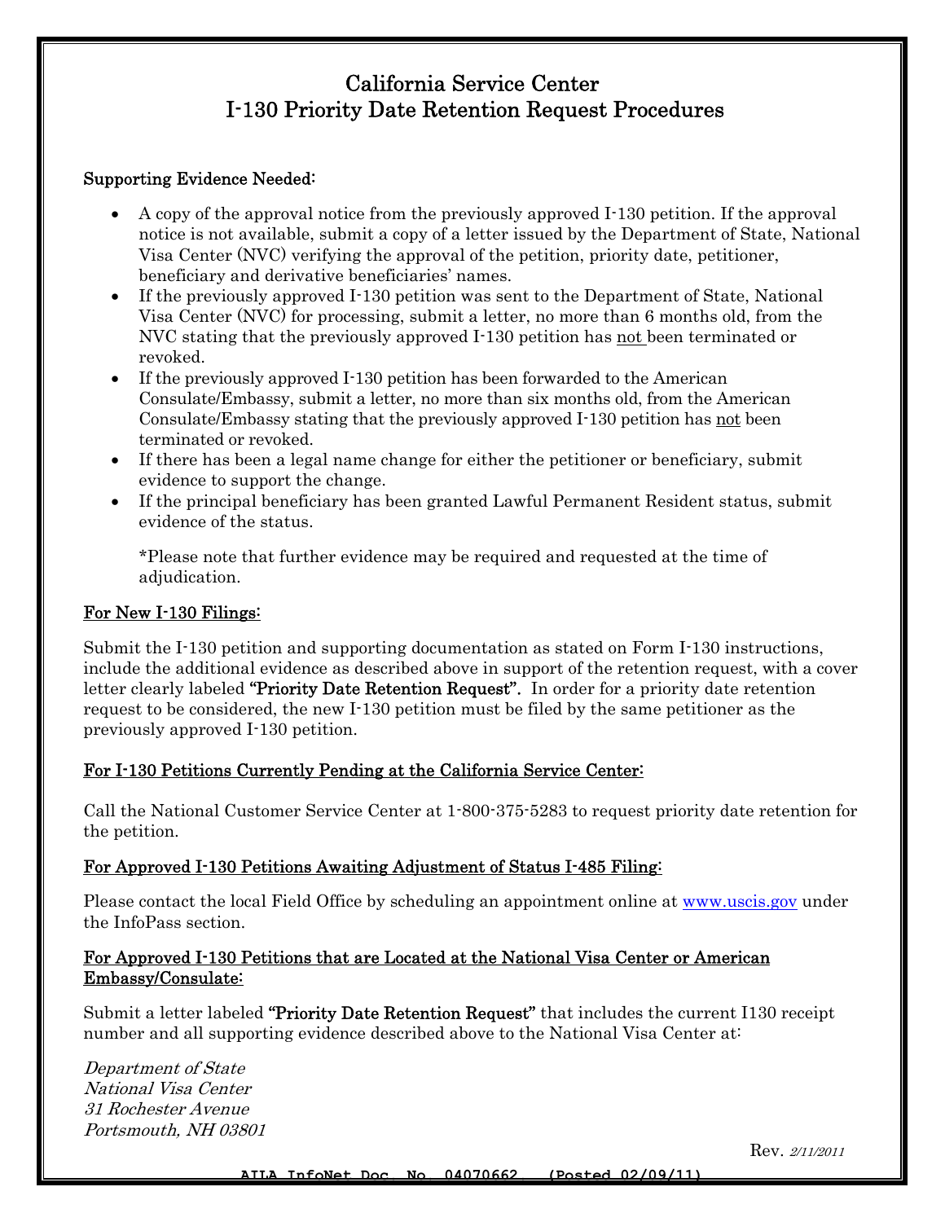# California Service Center
# I-130 Priority Date Retention Request Procedures

**Supporting Evidence Needed:**

- A copy of the approval notice from the previously approved I-130 petition. If the approval notice is not available, submit a copy of a letter issued by the Department of State, National Visa Center (NVC) verifying the approval of the petition, priority date, petitioner, beneficiary and derivative beneficiaries' names.
- If the previously approved I-130 petition was sent to the Department of State, National Visa Center (NVC) for processing, submit a letter, no more than 6 months old, from the NVC stating that the previously approved I-130 petition has not been terminated or revoked.
- If the previously approved I-130 petition has been forwarded to the American Consulate/Embassy, submit a letter, no more than six months old, from the American Consulate/Embassy stating that the previously approved I-130 petition has not been terminated or revoked.
- If there has been a legal name change for either the petitioner or beneficiary, submit evidence to support the change.
- If the principal beneficiary has been granted Lawful Permanent Resident status, submit evidence of the status.

*Please note that further evidence may be required and requested at the time of adjudication.

**For New I-130 Filings:**

Submit the I-130 petition and supporting documentation as stated on Form I-130 instructions, include the additional evidence as described above in support of the retention request, with a cover letter clearly labeled **"Priority Date Retention Request".** In order for a priority date retention request to be considered, the new I-130 petition must be filed by the same petitioner as the previously approved I-130 petition.

**For I-130 Petitions Currently Pending at the California Service Center:**

Call the National Customer Service Center at 1-800-375-5283 to request priority date retention for the petition.

**For Approved I-130 Petitions Awaiting Adjustment of Status I-485 Filing:**

Please contact the local Field Office by scheduling an appointment online at www.uscis.gov under the InfoPass section.

**For Approved I-130 Petitions that are Located at the National Visa Center or American Embassy/Consulate:**

Submit a letter labeled **"Priority Date Retention Request"** that includes the current I130 receipt number and all supporting evidence described above to the National Visa Center at:

*Department of State*
*National Visa Center*
*31 Rochester Avenue*
*Portsmouth, NH 03801*

Rev. *2/11/2011*

AILA InfoNet Doc. No. 04070662. (Posted 02/09/11)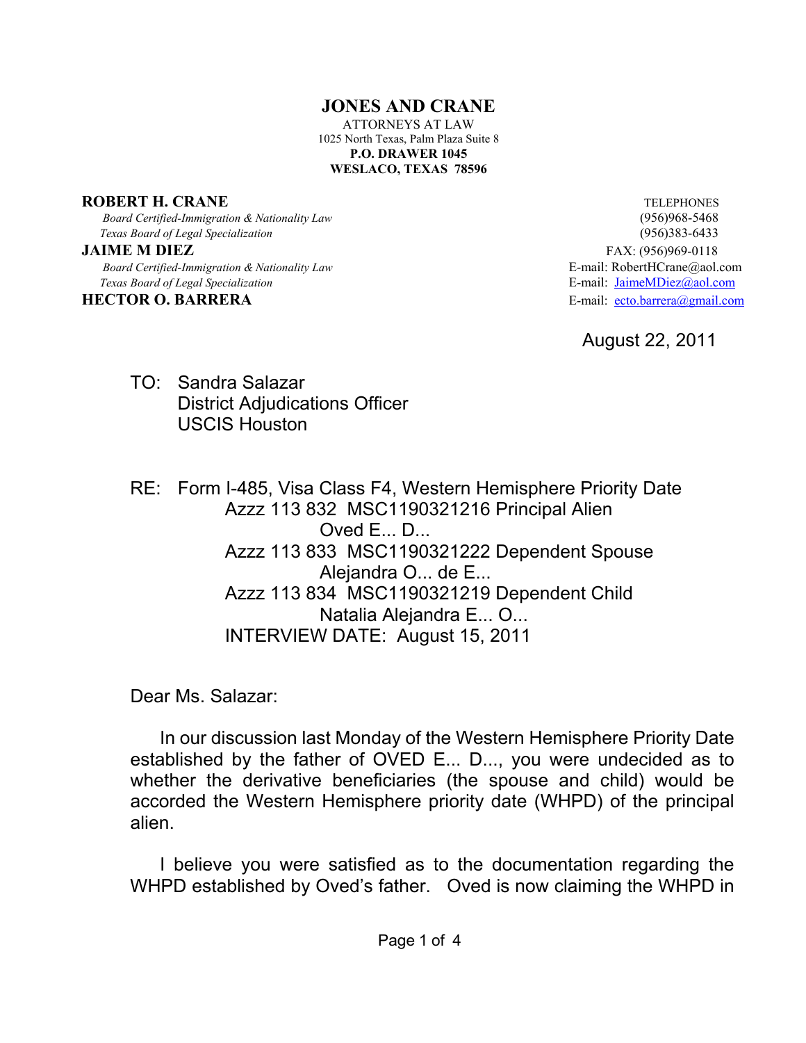# JONES AND CRANE

ATTORNEYS AT LAW
1025 North Texas, Palm Plaza Suite 8
**P.O. DRAWER 1045**
**WESLACO, TEXAS 78596**

**ROBERT H. CRANE**
*Board Certified-Immigration & Nationality Law*
*Texas Board of Legal Specialization*
**JAIME M DIEZ**
*Board Certified-Immigration & Nationality Law*
*Texas Board of Legal Specialization*
**HECTOR O. BARRERA**

TELEPHONES
(956)968-5468
(956)383-6433
FAX: (956)969-0118
E-mail: RobertHCrane@aol.com
E-mail: JaimeMDiez@aol.com
E-mail: ecto.barrera@gmail.com

August 22, 2011

TO: Sandra Salazar
District Adjudications Officer
USCIS Houston

RE: Form I-485, Visa Class F4, Western Hemisphere Priority Date
Azzz 113 832 MSC1190321216 Principal Alien
Oved E... D...
Azzz 113 833 MSC1190321222 Dependent Spouse
Alejandra O... de E...
Azzz 113 834 MSC1190321219 Dependent Child
Natalia Alejandra E... O...
INTERVIEW DATE: August 15, 2011

Dear Ms. Salazar:

In our discussion last Monday of the Western Hemisphere Priority Date established by the father of OVED E... D..., you were undecided as to whether the derivative beneficiaries (the spouse and child) would be accorded the Western Hemisphere priority date (WHPD) of the principal alien.

I believe you were satisfied as to the documentation regarding the WHPD established by Oved's father. Oved is now claiming the WHPD in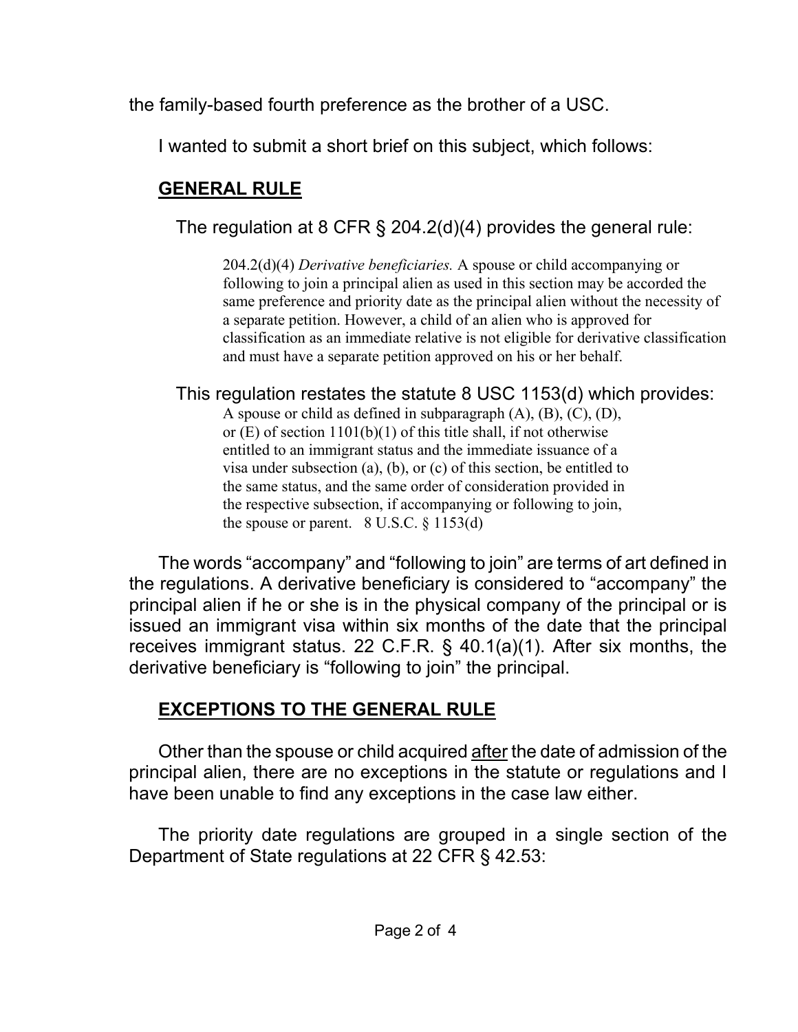the family-based fourth preference as the brother of a USC.

I wanted to submit a short brief on this subject, which follows:

## GENERAL RULE

The regulation at 8 CFR § 204.2(d)(4) provides the general rule:

> 204.2(d)(4) *Derivative beneficiaries.* A spouse or child accompanying or following to join a principal alien as used in this section may be accorded the same preference and priority date as the principal alien without the necessity of a separate petition. However, a child of an alien who is approved for classification as an immediate relative is not eligible for derivative classification and must have a separate petition approved on his or her behalf.

This regulation restates the statute 8 USC 1153(d) which provides:

> A spouse or child as defined in subparagraph (A), (B), (C), (D), or (E) of section 1101(b)(1) of this title shall, if not otherwise entitled to an immigrant status and the immediate issuance of a visa under subsection (a), (b), or (c) of this section, be entitled to the same status, and the same order of consideration provided in the respective subsection, if accompanying or following to join, the spouse or parent. 8 U.S.C. § 1153(d)

The words "accompany" and "following to join" are terms of art defined in the regulations. A derivative beneficiary is considered to "accompany" the principal alien if he or she is in the physical company of the principal or is issued an immigrant visa within six months of the date that the principal receives immigrant status. 22 C.F.R. § 40.1(a)(1). After six months, the derivative beneficiary is "following to join" the principal.

## EXCEPTIONS TO THE GENERAL RULE

Other than the spouse or child acquired after the date of admission of the principal alien, there are no exceptions in the statute or regulations and I have been unable to find any exceptions in the case law either.

The priority date regulations are grouped in a single section of the Department of State regulations at 22 CFR § 42.53: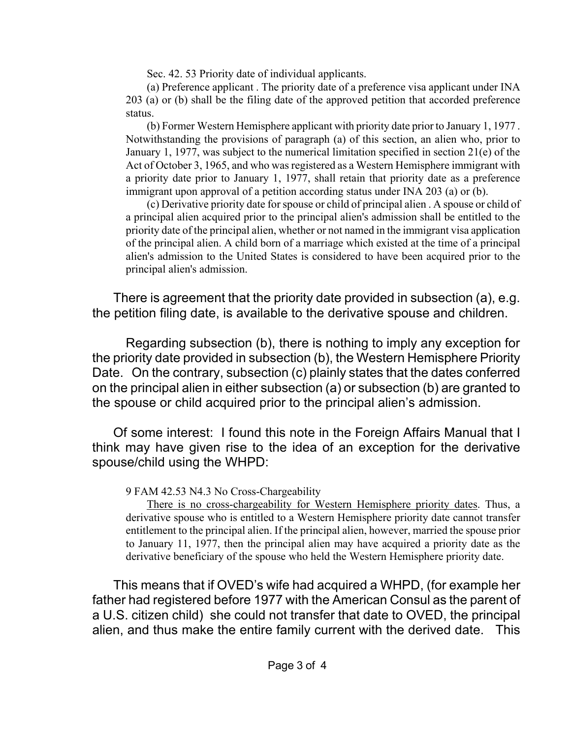Sec. 42. 53 Priority date of individual applicants.

(a) Preference applicant . The priority date of a preference visa applicant under INA 203 (a) or (b) shall be the filing date of the approved petition that accorded preference status.

(b) Former Western Hemisphere applicant with priority date prior to January 1, 1977 . Notwithstanding the provisions of paragraph (a) of this section, an alien who, prior to January 1, 1977, was subject to the numerical limitation specified in section 21(e) of the Act of October 3, 1965, and who was registered as a Western Hemisphere immigrant with a priority date prior to January 1, 1977, shall retain that priority date as a preference immigrant upon approval of a petition according status under INA 203 (a) or (b).

(c) Derivative priority date for spouse or child of principal alien . A spouse or child of a principal alien acquired prior to the principal alien's admission shall be entitled to the priority date of the principal alien, whether or not named in the immigrant visa application of the principal alien. A child born of a marriage which existed at the time of a principal alien's admission to the United States is considered to have been acquired prior to the principal alien's admission.

There is agreement that the priority date provided in subsection (a), e.g. the petition filing date, is available to the derivative spouse and children.

Regarding subsection (b), there is nothing to imply any exception for the priority date provided in subsection (b), the Western Hemisphere Priority Date. On the contrary, subsection (c) plainly states that the dates conferred on the principal alien in either subsection (a) or subsection (b) are granted to the spouse or child acquired prior to the principal alien's admission.

Of some interest: I found this note in the Foreign Affairs Manual that I think may have given rise to the idea of an exception for the derivative spouse/child using the WHPD:

9 FAM 42.53 N4.3 No Cross-Chargeability

<u>There is no cross-chargeability for Western Hemisphere priority dates</u>. Thus, a derivative spouse who is entitled to a Western Hemisphere priority date cannot transfer entitlement to the principal alien. If the principal alien, however, married the spouse prior to January 11, 1977, then the principal alien may have acquired a priority date as the derivative beneficiary of the spouse who held the Western Hemisphere priority date.

This means that if OVED's wife had acquired a WHPD, (for example her father had registered before 1977 with the American Consul as the parent of a U.S. citizen child) she could not transfer that date to OVED, the principal alien, and thus make the entire family current with the derived date. This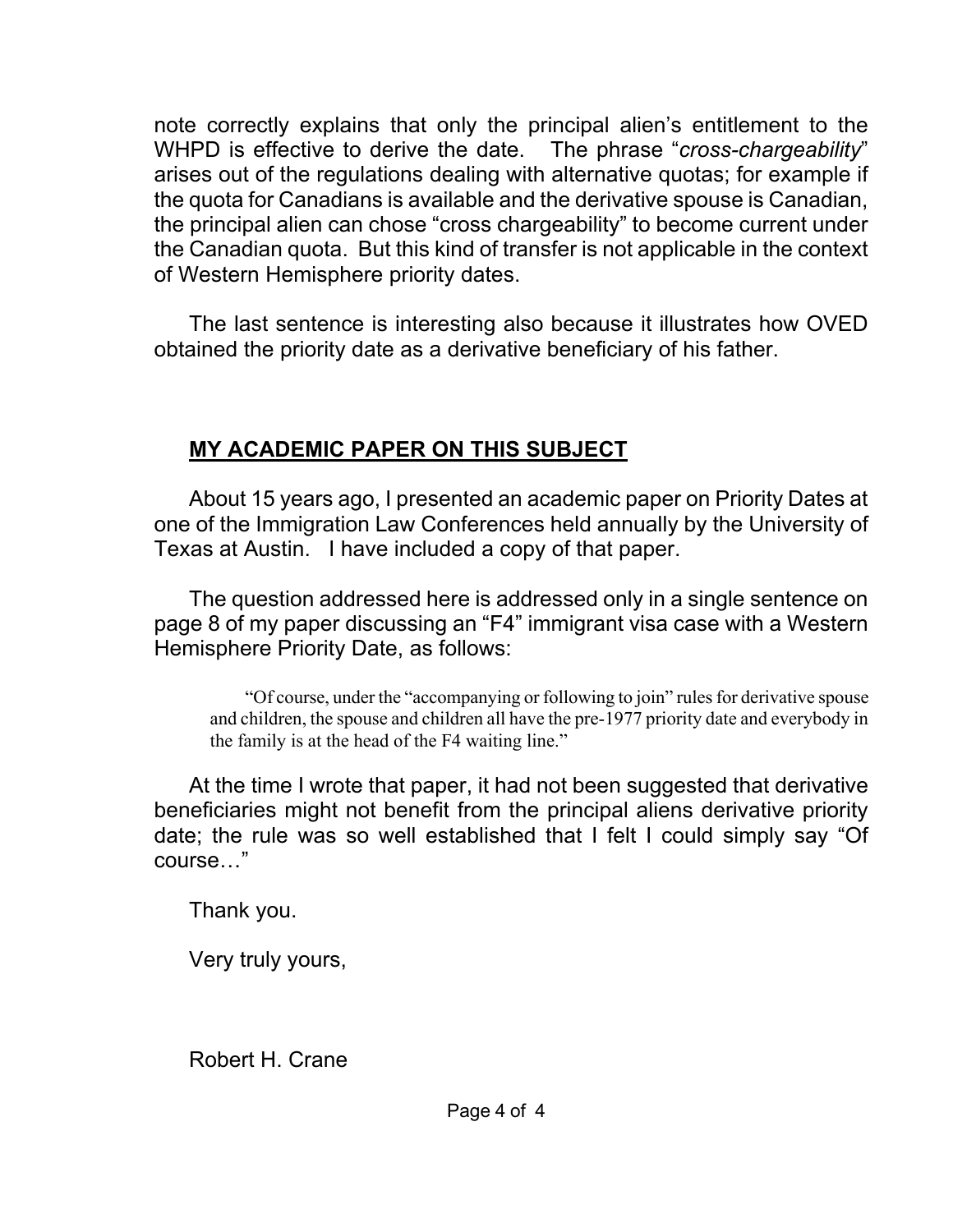note correctly explains that only the principal alien's entitlement to the WHPD is effective to derive the date. The phrase "*cross-chargeability*" arises out of the regulations dealing with alternative quotas; for example if the quota for Canadians is available and the derivative spouse is Canadian, the principal alien can chose "cross chargeability" to become current under the Canadian quota. But this kind of transfer is not applicable in the context of Western Hemisphere priority dates.

The last sentence is interesting also because it illustrates how OVED obtained the priority date as a derivative beneficiary of his father.

## MY ACADEMIC PAPER ON THIS SUBJECT

About 15 years ago, I presented an academic paper on Priority Dates at one of the Immigration Law Conferences held annually by the University of Texas at Austin. I have included a copy of that paper.

The question addressed here is addressed only in a single sentence on page 8 of my paper discussing an "F4" immigrant visa case with a Western Hemisphere Priority Date, as follows:

> "Of course, under the "accompanying or following to join" rules for derivative spouse and children, the spouse and children all have the pre-1977 priority date and everybody in the family is at the head of the F4 waiting line."

At the time I wrote that paper, it had not been suggested that derivative beneficiaries might not benefit from the principal aliens derivative priority date; the rule was so well established that I felt I could simply say "Of course…"

Thank you.

Very truly yours,

Robert H. Crane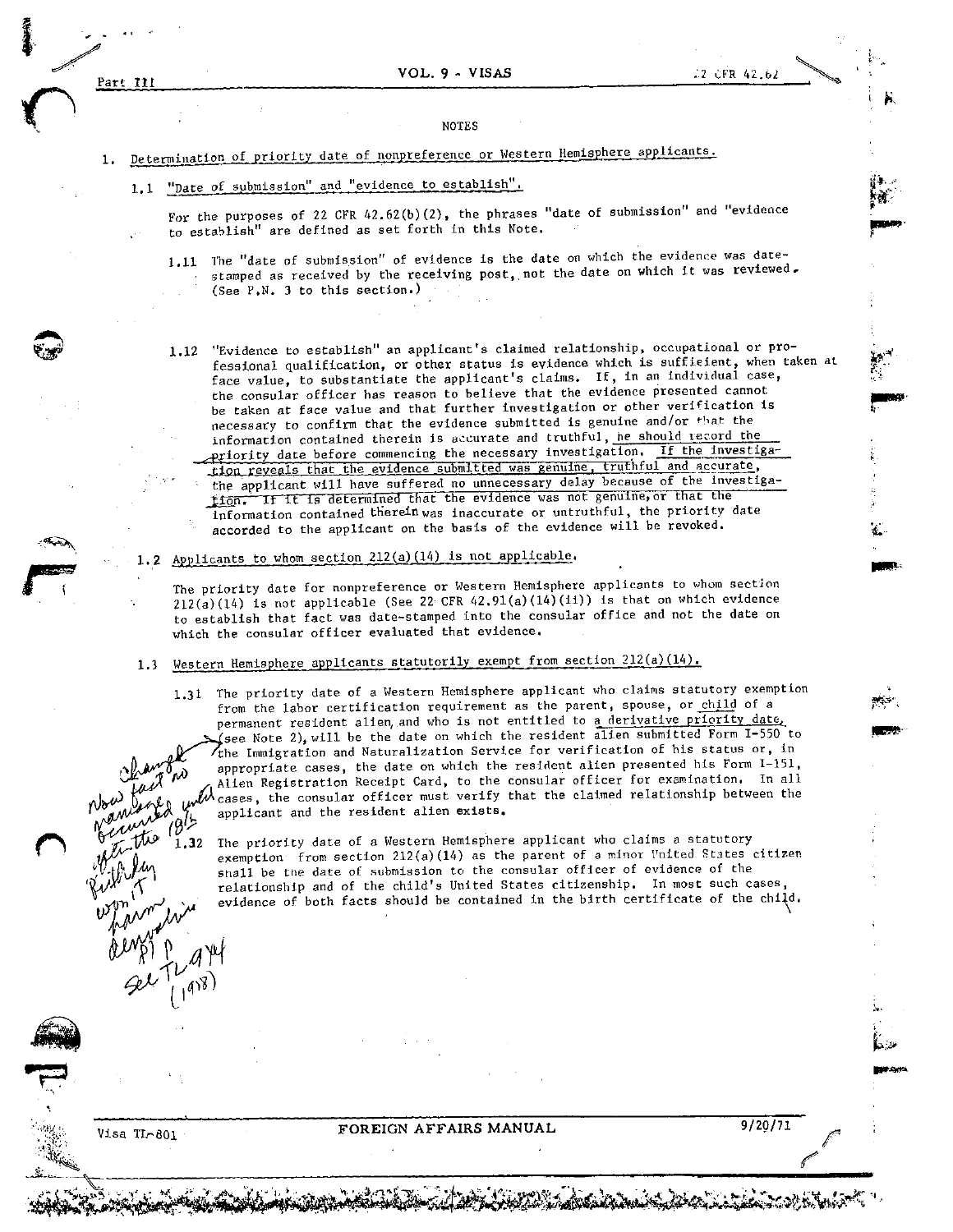NOTES

1. Determination of priority date of nonpreference or Western Hemisphere applicants.

1.1 "Date of submission" and "evidence to establish".

For the purposes of 22 CFR 42.62(b)(2), the phrases "date of submission" and "evidence to establish" are defined as set forth in this Note.

1.11 The "date of submission" of evidence is the date on which the evidence was date-stamped as received by the receiving post, not the date on which it was reviewed. (See P.N. 3 to this section.)

1.12 "Evidence to establish" an applicant's claimed relationship, occupational or professional qualification, or other status is evidence which is sufficient, when taken at face value, to substantiate the applicant's claims. If, in an individual case, the consular officer has reason to believe that the evidence presented cannot be taken at face value and that further investigation or other verification is necessary to confirm that the evidence submitted is genuine and/or that the information contained therein is accurate and truthful, he should record the priority date before commencing the necessary investigation. If the investigation reveals that the evidence submitted was genuine, truthful and accurate, the applicant will have suffered no unnecessary delay because of the investigation. If it is determined that the evidence was not genuine, or that the information contained therein was inaccurate or untruthful, the priority date accorded to the applicant on the basis of the evidence will be revoked.

1.2 Applicants to whom section 212(a)(14) is not applicable.

The priority date for nonpreference or Western Hemisphere applicants to whom section 212(a)(14) is not applicable (See 22 CFR 42.91(a)(14)(ii)) is that on which evidence to establish that fact was date-stamped into the consular office and not the date on which the consular officer evaluated that evidence.

1.3 Western Hemisphere applicants statutorily exempt from section 212(a)(14).

1.31 The priority date of a Western Hemisphere applicant who claims statutory exemption from the labor certification requirement as the parent, spouse, or child of a permanent resident alien, and who is not entitled to a derivative priority date, (see Note 2), will be the date on which the resident alien submitted Form I-550 to the Immigration and Naturalization Service for verification of his status or, in appropriate cases, the date on which the resident alien presented his Form I-151, Alien Registration Receipt Card, to the consular officer for examination. In all cases, the consular officer must verify that the claimed relationship between the applicant and the resident alien exists.

1.32 The priority date of a Western Hemisphere applicant who claims a statutory exemption from section 212(a)(14) as the parent of a minor United States citizen shall be the date of submission to the consular officer of evidence of the relationship and of the child's United States citizenship. In most such cases, evidence of both facts should be contained in the birth certificate of the child.

*[Handwritten margin note:] Change Now fact no marriage occurred until after the 18th Birthday won't harm derivative P.D. See TL 944 (1978)*

Visa TL-801 FOREIGN AFFAIRS MANUAL 9/20/71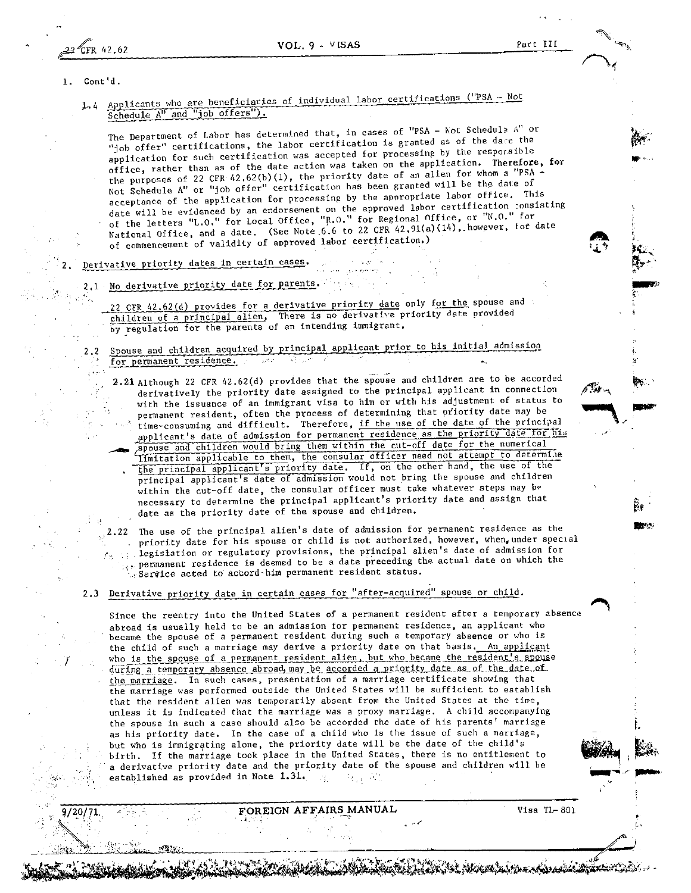1. Cont'd.

1.4 Applicants who are beneficiaries of individual labor certifications ("PSA - Not Schedule A" and "job offers").

The Department of Labor has determined that, in cases of "PSA - Not Schedule A" or "job offer" certifications, the labor certification is granted as of the date the application for such certification was accepted for processing by the responsible office, rather than as of the date action was taken on the application. Therefore, for the purposes of 22 CFR 42.62(b)(1), the priority date of an alien for whom a "PSA - Not Schedule A" or "job offer" certification has been granted will be the date of acceptance of the application for processing by the appropriate labor office. This date will be evidenced by an endorsement on the approved labor certification consisting of the letters "L.O." for Local Office, "R.O." for Regional Office, or "N.O." for National Office, and a date. (See Note 6.6 to 22 CFR 42.91(a)(14), however, for date of commencement of validity of approved labor certification.)

2. Derivative priority dates in certain cases.

2.1 No derivative priority date for parents.

22 CFR 42.62(d) provides for a derivative priority date only for the spouse and children of a principal alien. There is no derivative priority date provided by regulation for the parents of an intending immigrant.

2.2 Spouse and children acquired by principal applicant prior to his initial admission for permanent residence.

2.21 Although 22 CFR 42.62(d) provides that the spouse and children are to be accorded derivatively the priority date assigned to the principal applicant in connection with the issuance of an immigrant visa to him or with his adjustment of status to permanent resident, often the process of determining that priority date may be time-consuming and difficult. Therefore, if the use of the date of the principal applicant's date of admission for permanent residence as the priority date for his spouse and children would bring them within the cut-off date for the numerical limitation applicable to them, the consular officer need not attempt to determine the principal applicant's priority date. If, on the other hand, the use of the principal applicant's date of admission would not bring the spouse and children within the cut-off date, the consular officer must take whatever steps may be necessary to determine the principal applicant's priority date and assign that date as the priority date of the spouse and children.

2.22 The use of the principal alien's date of admission for permanent residence as the priority date for his spouse or child is not authorized, however, when, under special legislation or regulatory provisions, the principal alien's date of admission for permanent residence is deemed to be a date preceding the actual date on which the Service acted to accord him permanent resident status.

2.3 Derivative priority date in certain cases for "after-acquired" spouse or child.

Since the reentry into the United States of a permanent resident after a temporary absence abroad is usually held to be an admission for permanent residence, an applicant who became the spouse of a permanent resident during such a temporary absence or who is the child of such a marriage may derive a priority date on that basis. An applicant who is the spouse of a permanent resident alien, but who became the resident's spouse during a temporary absence abroad, may be accorded a priority date as of the date of the marriage. In such cases, presentation of a marriage certificate showing that the marriage was performed outside the United States will be sufficient to establish that the resident alien was temporarily absent from the United States at the time, unless it is indicated that the marriage was a proxy marriage. A child accompanying the spouse in such a case should also be accorded the date of his parents' marriage as his priority date. In the case of a child who is the issue of such a marriage, but who is immigrating alone, the priority date will be the date of the child's birth. If the marriage took place in the United States, there is no entitlement to a derivative priority date and the priority date of the spouse and children will be established as provided in Note 1.31.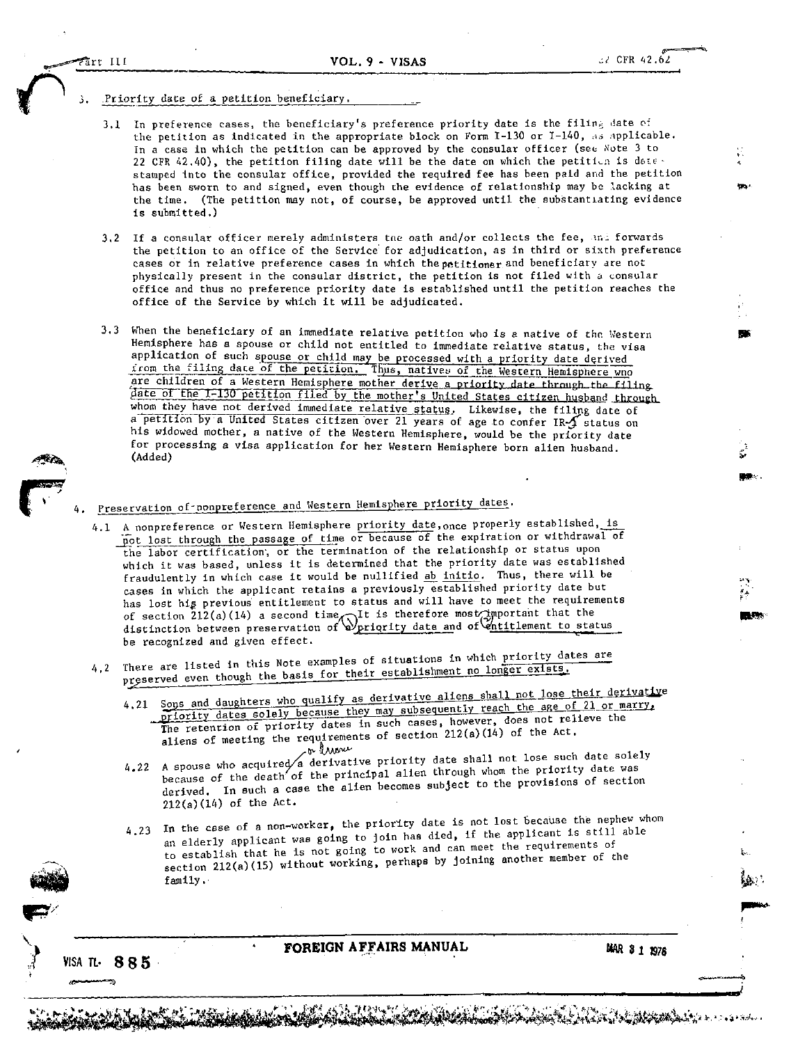3. Priority date of a petition beneficiary.

3.1 In preference cases, the beneficiary's preference priority date is the filing date of the petition as indicated in the appropriate block on Form I-130 or I-140, as applicable. In a case in which the petition can be approved by the consular officer (see Note 3 to 22 CFR 42.40), the petition filing date will be the date on which the petition is date-stamped into the consular office, provided the required fee has been paid and the petition has been sworn to and signed, even though the evidence of relationship may be lacking at the time. (The petition may not, of course, be approved until the substantiating evidence is submitted.)

3.2 If a consular officer merely administers the oath and/or collects the fee, and forwards the petition to an office of the Service for adjudication, as in third or sixth preference cases or in relative preference cases in which the petitioner and beneficiary are not physically present in the consular district, the petition is not filed with a consular office and thus no preference priority date is established until the petition reaches the office of the Service by which it will be adjudicated.

3.3 When the beneficiary of an immediate relative petition who is a native of the Western Hemisphere has a spouse or child not entitled to immediate relative status, the visa application of such spouse or child may be processed with a priority date derived from the filing date of the petition. Thus, natives of the Western Hemisphere who are children of a Western Hemisphere mother derive a priority date through the filing date of the I-130 petition filed by the mother's United States citizen husband through whom they have not derived immediate relative status. Likewise, the filing date of a petition by a United States citizen over 21 years of age to confer IR-5 status on his widowed mother, a native of the Western Hemisphere, would be the priority date for processing a visa application for her Western Hemisphere born alien husband. (Added)

4. Preservation of nonpreference and Western Hemisphere priority dates.

4.1 A nonpreference or Western Hemisphere priority date, once properly established, is not lost through the passage of time or because of the expiration or withdrawal of the labor certification, or the termination of the relationship or status upon which it was based, unless it is determined that the priority date was established fraudulently in which case it would be nullified *ab initio*. Thus, there will be cases in which the applicant retains a previously established priority date but has lost his previous entitlement to status and will have to meet the requirements of section 212(a)(14) a second time. It is therefore most important that the distinction between preservation of (1) a priority date and of (2) entitlement to status be recognized and given effect.

4.2 There are listed in this Note examples of situations in which priority dates are preserved even though the basis for their establishment no longer exists.

4.21 Sons and daughters who qualify as derivative aliens shall not lose their derivative priority dates solely because they may subsequently reach the age of 21 or marry. The retention of priority dates in such cases, however, does not relieve the aliens of meeting the requirements of section 212(a)(14) of the Act.

4.22 A spouse who acquired a (or known) derivative priority date shall not lose such date solely because of the death of the principal alien through whom the priority date was derived. In such a case the alien becomes subject to the provisions of section 212(a)(14) of the Act.

4.23 In the case of a non-worker, the priority date is not lost because the nephew whom an elderly applicant was going to join has died, if the applicant is still able to establish that he is not going to work and can meet the requirements of section 212(a)(15) without working, perhaps by joining another member of the family.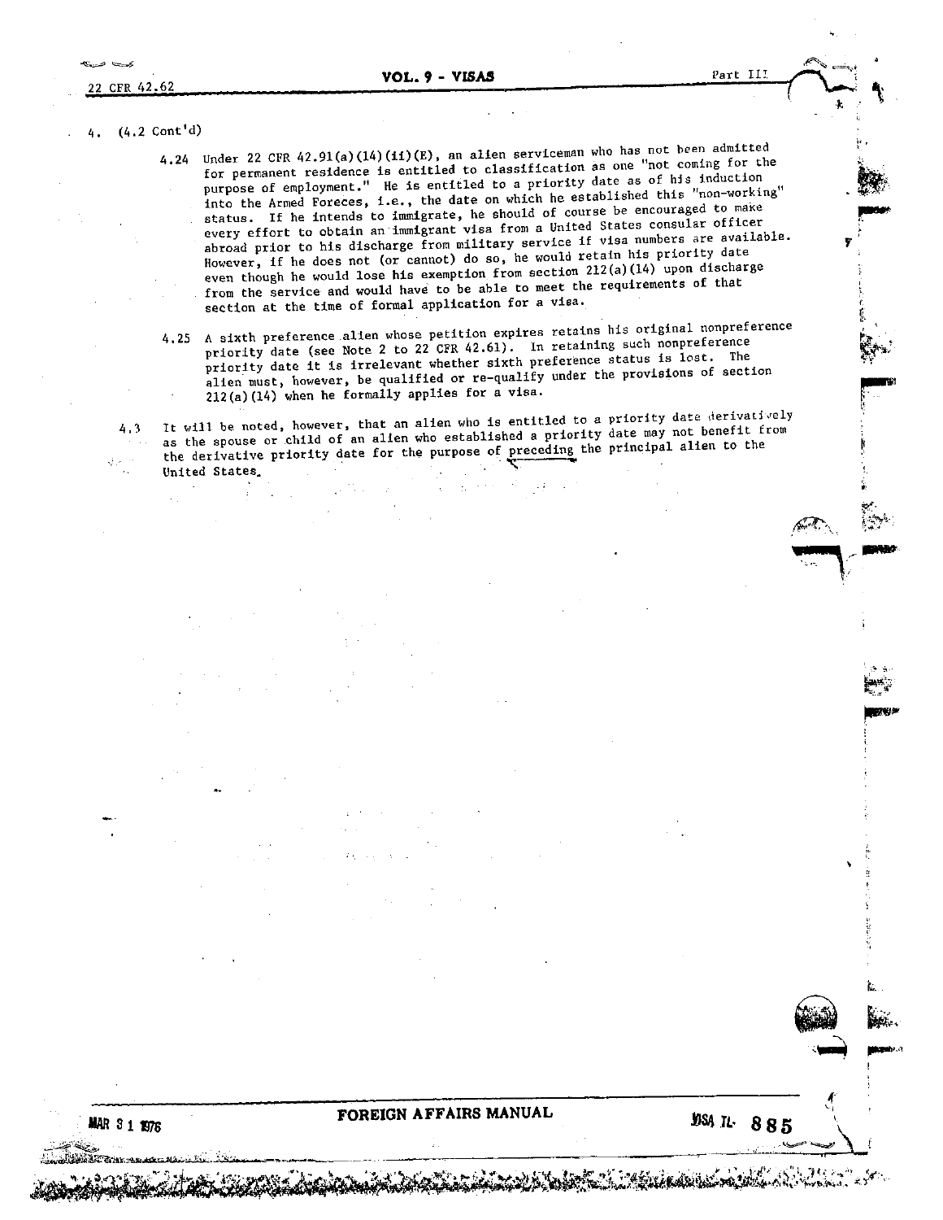4. (4.2 Cont'd)

4.24 Under 22 CFR 42.91(a)(14)(ii)(E), an alien serviceman who has not been admitted for permanent residence is entitled to classification as one "not coming for the purpose of employment." He is entitled to a priority date as of his induction into the Armed Forces, i.e., the date on which he established this "non-working" status. If he intends to immigrate, he should of course be encouraged to make every effort to obtain an immigrant visa from a United States consular officer abroad prior to his discharge from military service if visa numbers are available. However, if he does not (or cannot) do so, he would retain his priority date even though he would lose his exemption from section 212(a)(14) upon discharge from the service and would have to be able to meet the requirements of that section at the time of formal application for a visa.

4.25 A sixth preference alien whose petition expires retains his original nonpreference priority date (see Note 2 to 22 CFR 42.61). In retaining such nonpreference priority date it is irrelevant whether sixth preference status is lost. The alien must, however, be qualified or re-qualify under the provisions of section 212(a)(14) when he formally applies for a visa.

4.3 It will be noted, however, that an alien who is entitled to a priority date derivatively as the spouse or child of an alien who established a priority date may not benefit from the derivative priority date for the purpose of preceding the principal alien to the United States.